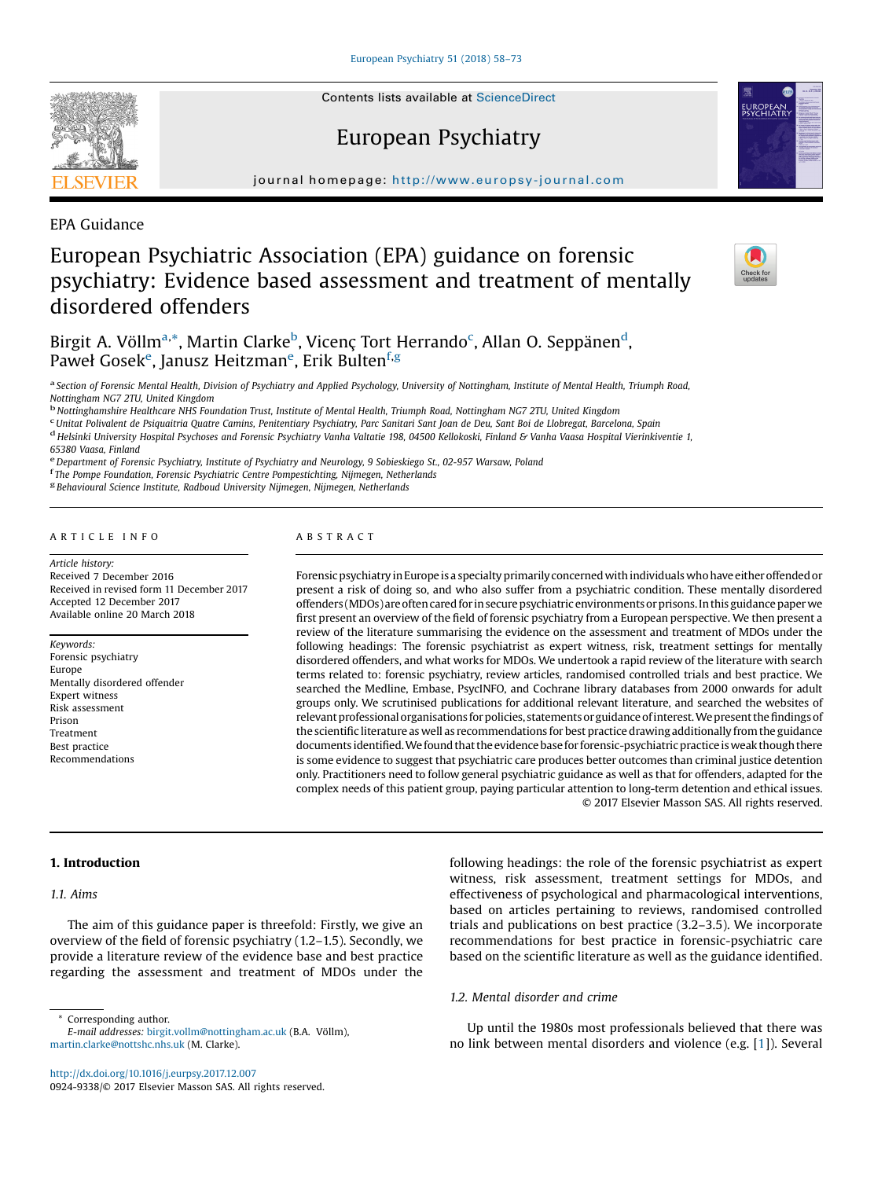EPA Guidance

# European Psychiatric Association (EPA) guidance on forensic psychiatry: Evidence based assessment and treatment of mentally disordered offenders

Birgit A. Völlm[a,*], Martin Clarke[b], Vicenç Tort Herrando[c], Allan O. Seppänen[d], Paweł Gosek[e], Janusz Heitzman[e], Erik Bulten[f,g]

[a] Section of Forensic Mental Health, Division of Psychiatry and Applied Psychology, University of Nottingham, Institute of Mental Health, Triumph Road, Nottingham NG7 2TU, United Kingdom
[b] Nottinghamshire Healthcare NHS Foundation Trust, Institute of Mental Health, Triumph Road, Nottingham NG7 2TU, United Kingdom
[c] Unitat Polivalent de Psiquaitria Quatre Camins, Penitentiary Psychiatry, Parc Sanitari Sant Joan de Deu, Sant Boi de Llobregat, Barcelona, Spain
[d] Helsinki University Hospital Psychoses and Forensic Psychiatry Vanha Valtatie 198, 04500 Kellokoski, Finland & Vanha Vaasa Hospital Vierinkiventie 1, 65380 Vaasa, Finland
[e] Department of Forensic Psychiatry, Institute of Psychiatry and Neurology, 9 Sobieskiego St., 02-957 Warsaw, Poland
[f] The Pompe Foundation, Forensic Psychiatric Centre Pompestichting, Nijmegen, Netherlands
[g] Behavioural Science Institute, Radboud University Nijmegen, Nijmegen, Netherlands

**ARTICLE INFO**

*Article history:*
Received 7 December 2016
Received in revised form 11 December 2017
Accepted 12 December 2017
Available online 20 March 2018

*Keywords:*
Forensic psychiatry
Europe
Mentally disordered offender
Expert witness
Risk assessment
Prison
Treatment
Best practice
Recommendations

**ABSTRACT**

Forensic psychiatry in Europe is a specialty primarily concerned with individuals who have either offended or present a risk of doing so, and who also suffer from a psychiatric condition. These mentally disordered offenders (MDOs) are often cared for in secure psychiatric environments or prisons. In this guidance paper we first present an overview of the field of forensic psychiatry from a European perspective. We then present a review of the literature summarising the evidence on the assessment and treatment of MDOs under the following headings: The forensic psychiatrist as expert witness, risk, treatment settings for mentally disordered offenders, and what works for MDOs. We undertook a rapid review of the literature with search terms related to: forensic psychiatry, review articles, randomised controlled trials and best practice. We searched the Medline, Embase, PsycINFO, and Cochrane library databases from 2000 onwards for adult groups only. We scrutinised publications for additional relevant literature, and searched the websites of relevant professional organisations for policies, statements or guidance of interest. We present the findings of the scientific literature as well as recommendations for best practice drawing additionally from the guidance documents identified. We found that the evidence base for forensic-psychiatric practice is weak though there is some evidence to suggest that psychiatric care produces better outcomes than criminal justice detention only. Practitioners need to follow general psychiatric guidance as well as that for offenders, adapted for the complex needs of this patient group, paying particular attention to long-term detention and ethical issues.

© 2017 Elsevier Masson SAS. All rights reserved.

## 1. Introduction

### 1.1. Aims

The aim of this guidance paper is threefold: Firstly, we give an overview of the field of forensic psychiatry (1.2–1.5). Secondly, we provide a literature review of the evidence base and best practice regarding the assessment and treatment of MDOs under the following headings: the role of the forensic psychiatrist as expert witness, risk assessment, treatment settings for MDOs, and effectiveness of psychological and pharmacological interventions, based on articles pertaining to reviews, randomised controlled trials and publications on best practice (3.2–3.5). We incorporate recommendations for best practice in forensic-psychiatric care based on the scientific literature as well as the guidance identified.

### 1.2. Mental disorder and crime

Up until the 1980s most professionals believed that there was no link between mental disorders and violence (e.g. [1]). Several

* Corresponding author.
E-mail addresses: birgit.vollm@nottingham.ac.uk (B.A. Völlm), martin.clarke@nottshc.nhs.uk (M. Clarke).

http://dx.doi.org/10.1016/j.eurpsy.2017.12.007
0924-9338/© 2017 Elsevier Masson SAS. All rights reserved.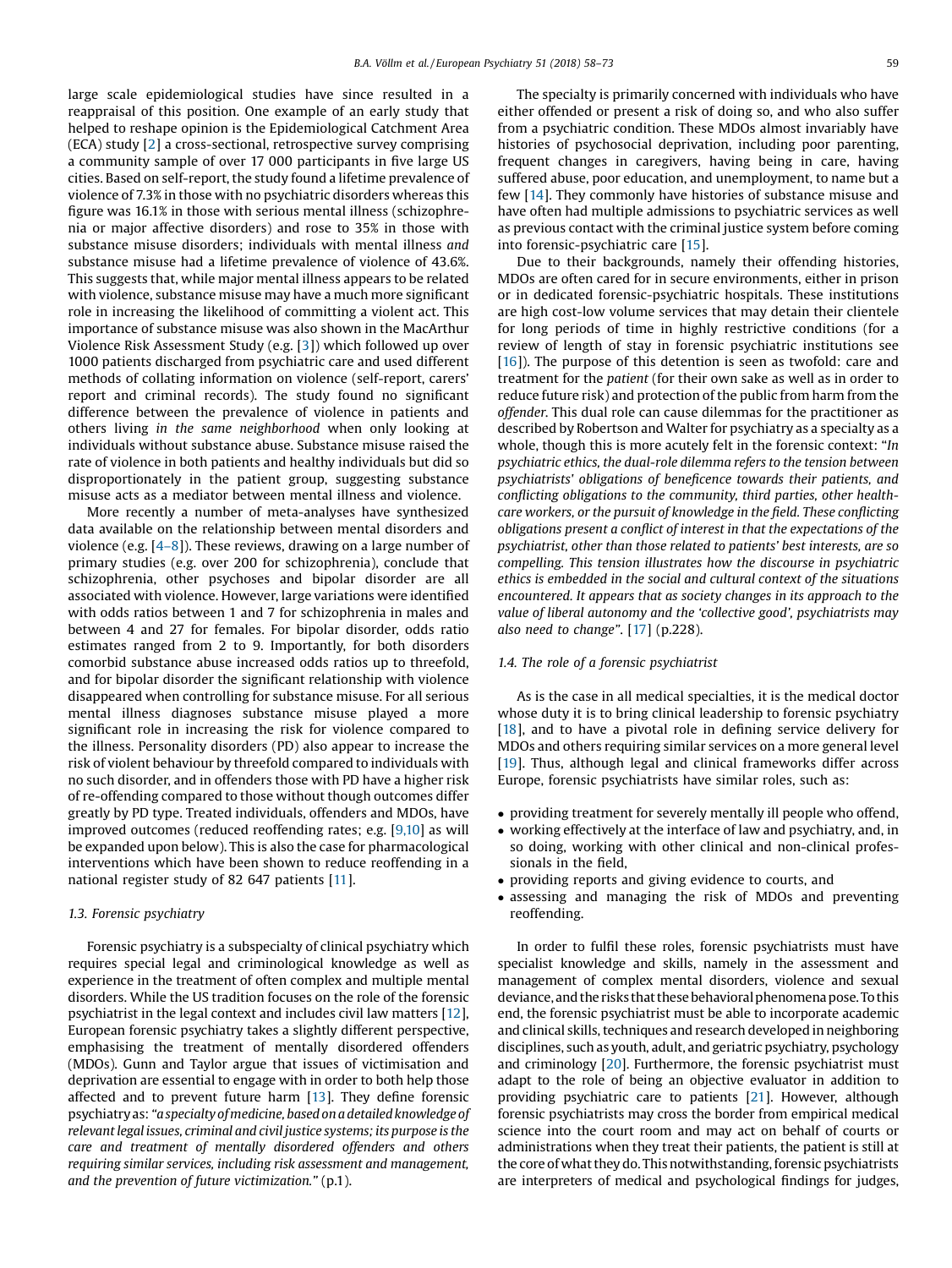large scale epidemiological studies have since resulted in a reappraisal of this position. One example of an early study that helped to reshape opinion is the Epidemiological Catchment Area (ECA) study [2] a cross-sectional, retrospective survey comprising a community sample of over 17 000 participants in five large US cities. Based on self-report, the study found a lifetime prevalence of violence of 7.3% in those with no psychiatric disorders whereas this figure was 16.1% in those with serious mental illness (schizophrenia or major affective disorders) and rose to 35% in those with substance misuse disorders; individuals with mental illness *and* substance misuse had a lifetime prevalence of violence of 43.6%. This suggests that, while major mental illness appears to be related with violence, substance misuse may have a much more significant role in increasing the likelihood of committing a violent act. This importance of substance misuse was also shown in the MacArthur Violence Risk Assessment Study (e.g. [3]) which followed up over 1000 patients discharged from psychiatric care and used different methods of collating information on violence (self-report, carers' report and criminal records). The study found no significant difference between the prevalence of violence in patients and others living *in the same neighborhood* when only looking at individuals without substance abuse. Substance misuse raised the rate of violence in both patients and healthy individuals but did so disproportionately in the patient group, suggesting substance misuse acts as a mediator between mental illness and violence.

More recently a number of meta-analyses have synthesized data available on the relationship between mental disorders and violence (e.g. [4–8]). These reviews, drawing on a large number of primary studies (e.g. over 200 for schizophrenia), conclude that schizophrenia, other psychoses and bipolar disorder are all associated with violence. However, large variations were identified with odds ratios between 1 and 7 for schizophrenia in males and between 4 and 27 for females. For bipolar disorder, odds ratio estimates ranged from 2 to 9. Importantly, for both disorders comorbid substance abuse increased odds ratios up to threefold, and for bipolar disorder the significant relationship with violence disappeared when controlling for substance misuse. For all serious mental illness diagnoses substance misuse played a more significant role in increasing the risk for violence compared to the illness. Personality disorders (PD) also appear to increase the risk of violent behaviour by threefold compared to individuals with no such disorder, and in offenders those with PD have a higher risk of re-offending compared to those without though outcomes differ greatly by PD type. Treated individuals, offenders and MDOs, have improved outcomes (reduced reoffending rates; e.g. [9,10] as will be expanded upon below). This is also the case for pharmacological interventions which have been shown to reduce reoffending in a national register study of 82 647 patients [11].

### 1.3. Forensic psychiatry

Forensic psychiatry is a subspecialty of clinical psychiatry which requires special legal and criminological knowledge as well as experience in the treatment of often complex and multiple mental disorders. While the US tradition focuses on the role of the forensic psychiatrist in the legal context and includes civil law matters [12], European forensic psychiatry takes a slightly different perspective, emphasising the treatment of mentally disordered offenders (MDOs). Gunn and Taylor argue that issues of victimisation and deprivation are essential to engage with in order to both help those affected and to prevent future harm [13]. They define forensic psychiatry as: "*a specialty of medicine, based on a detailed knowledge of relevant legal issues, criminal and civil justice systems; its purpose is the care and treatment of mentally disordered offenders and others requiring similar services, including risk assessment and management, and the prevention of future victimization.*" (p.1).

The specialty is primarily concerned with individuals who have either offended or present a risk of doing so, and who also suffer from a psychiatric condition. These MDOs almost invariably have histories of psychosocial deprivation, including poor parenting, frequent changes in caregivers, having being in care, having suffered abuse, poor education, and unemployment, to name but a few [14]. They commonly have histories of substance misuse and have often had multiple admissions to psychiatric services as well as previous contact with the criminal justice system before coming into forensic-psychiatric care [15].

Due to their backgrounds, namely their offending histories, MDOs are often cared for in secure environments, either in prison or in dedicated forensic-psychiatric hospitals. These institutions are high cost-low volume services that may detain their clientele for long periods of time in highly restrictive conditions (for a review of length of stay in forensic psychiatric institutions see [16]). The purpose of this detention is seen as twofold: care and treatment for the *patient* (for their own sake as well as in order to reduce future risk) and protection of the public from harm from the *offender*. This dual role can cause dilemmas for the practitioner as described by Robertson and Walter for psychiatry as a specialty as a whole, though this is more acutely felt in the forensic context: "*In psychiatric ethics, the dual-role dilemma refers to the tension between psychiatrists' obligations of beneficence towards their patients, and conflicting obligations to the community, third parties, other health-care workers, or the pursuit of knowledge in the field. These conflicting obligations present a conflict of interest in that the expectations of the psychiatrist, other than those related to patients' best interests, are so compelling. This tension illustrates how the discourse in psychiatric ethics is embedded in the social and cultural context of the situations encountered. It appears that as society changes in its approach to the value of liberal autonomy and the 'collective good', psychiatrists may also need to change*". [17] (p.228).

### 1.4. The role of a forensic psychiatrist

As is the case in all medical specialties, it is the medical doctor whose duty it is to bring clinical leadership to forensic psychiatry [18], and to have a pivotal role in defining service delivery for MDOs and others requiring similar services on a more general level [19]. Thus, although legal and clinical frameworks differ across Europe, forensic psychiatrists have similar roles, such as:

- providing treatment for severely mentally ill people who offend,
- working effectively at the interface of law and psychiatry, and, in so doing, working with other clinical and non-clinical professionals in the field,
- providing reports and giving evidence to courts, and
- assessing and managing the risk of MDOs and preventing reoffending.

In order to fulfil these roles, forensic psychiatrists must have specialist knowledge and skills, namely in the assessment and management of complex mental disorders, violence and sexual deviance, and the risks that these behavioral phenomena pose. To this end, the forensic psychiatrist must be able to incorporate academic and clinical skills, techniques and research developed in neighboring disciplines, such as youth, adult, and geriatric psychiatry, psychology and criminology [20]. Furthermore, the forensic psychiatrist must adapt to the role of being an objective evaluator in addition to providing psychiatric care to patients [21]. However, although forensic psychiatrists may cross the border from empirical medical science into the court room and may act on behalf of courts or administrations when they treat their patients, the patient is still at the core of what they do. This notwithstanding, forensic psychiatrists are interpreters of medical and psychological findings for judges,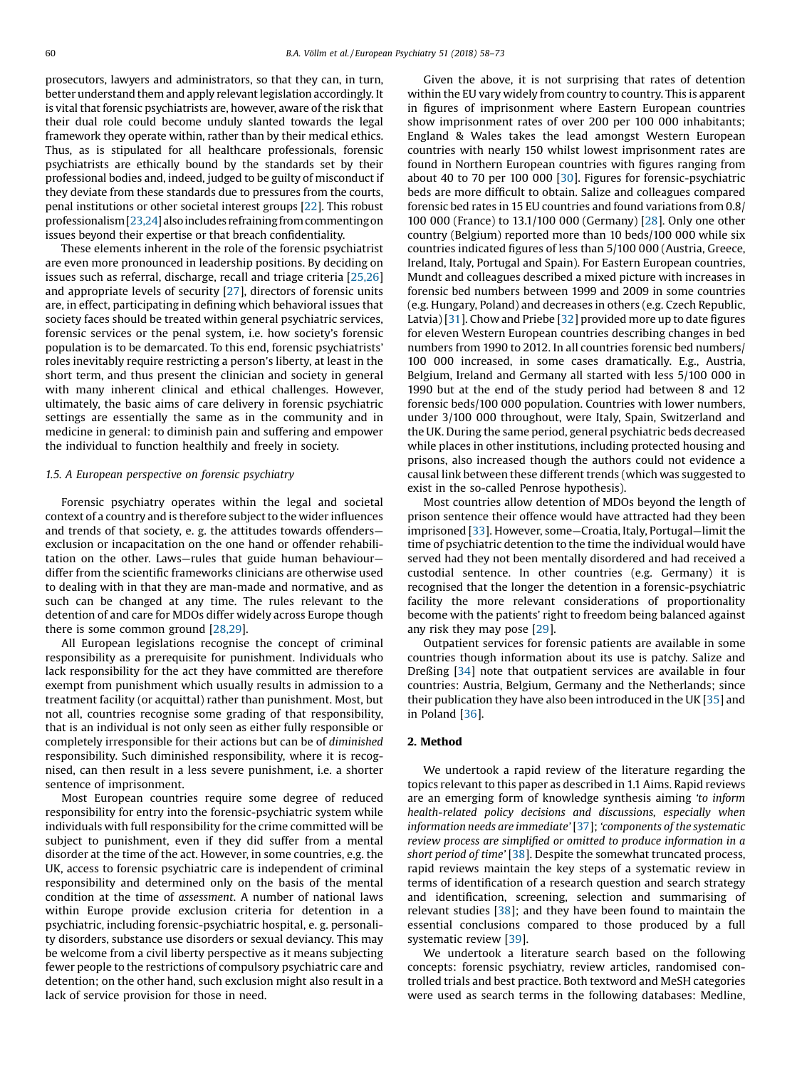prosecutors, lawyers and administrators, so that they can, in turn, better understand them and apply relevant legislation accordingly. It is vital that forensic psychiatrists are, however, aware of the risk that their dual role could become unduly slanted towards the legal framework they operate within, rather than by their medical ethics. Thus, as is stipulated for all healthcare professionals, forensic psychiatrists are ethically bound by the standards set by their professional bodies and, indeed, judged to be guilty of misconduct if they deviate from these standards due to pressures from the courts, penal institutions or other societal interest groups [22]. This robust professionalism [23,24] also includes refraining from commenting on issues beyond their expertise or that breach confidentiality.

These elements inherent in the role of the forensic psychiatrist are even more pronounced in leadership positions. By deciding on issues such as referral, discharge, recall and triage criteria [25,26] and appropriate levels of security [27], directors of forensic units are, in effect, participating in defining which behavioral issues that society faces should be treated within general psychiatric services, forensic services or the penal system, i.e. how society's forensic population is to be demarcated. To this end, forensic psychiatrists' roles inevitably require restricting a person's liberty, at least in the short term, and thus present the clinician and society in general with many inherent clinical and ethical challenges. However, ultimately, the basic aims of care delivery in forensic psychiatric settings are essentially the same as in the community and in medicine in general: to diminish pain and suffering and empower the individual to function healthily and freely in society.

### 1.5. A European perspective on forensic psychiatry

Forensic psychiatry operates within the legal and societal context of a country and is therefore subject to the wider influences and trends of that society, e. g. the attitudes towards offenders—exclusion or incapacitation on the one hand or offender rehabilitation on the other. Laws—rules that guide human behaviour—differ from the scientific frameworks clinicians are otherwise used to dealing with in that they are man-made and normative, and as such can be changed at any time. The rules relevant to the detention of and care for MDOs differ widely across Europe though there is some common ground [28,29].

All European legislations recognise the concept of criminal responsibility as a prerequisite for punishment. Individuals who lack responsibility for the act they have committed are therefore exempt from punishment which usually results in admission to a treatment facility (or acquittal) rather than punishment. Most, but not all, countries recognise some grading of that responsibility, that is an individual is not only seen as either fully responsible or completely irresponsible for their actions but can be of *diminished* responsibility. Such diminished responsibility, where it is recognised, can then result in a less severe punishment, i.e. a shorter sentence of imprisonment.

Most European countries require some degree of reduced responsibility for entry into the forensic-psychiatric system while individuals with full responsibility for the crime committed will be subject to punishment, even if they did suffer from a mental disorder at the time of the act. However, in some countries, e.g. the UK, access to forensic psychiatric care is independent of criminal responsibility and determined only on the basis of the mental condition at the time of *assessment*. A number of national laws within Europe provide exclusion criteria for detention in a psychiatric, including forensic-psychiatric hospital, e. g. personality disorders, substance use disorders or sexual deviancy. This may be welcome from a civil liberty perspective as it means subjecting fewer people to the restrictions of compulsory psychiatric care and detention; on the other hand, such exclusion might also result in a lack of service provision for those in need.

Given the above, it is not surprising that rates of detention within the EU vary widely from country to country. This is apparent in figures of imprisonment where Eastern European countries show imprisonment rates of over 200 per 100 000 inhabitants; England & Wales takes the lead amongst Western European countries with nearly 150 whilst lowest imprisonment rates are found in Northern European countries with figures ranging from about 40 to 70 per 100 000 [30]. Figures for forensic-psychiatric beds are more difficult to obtain. Salize and colleagues compared forensic bed rates in 15 EU countries and found variations from 0.8/100 000 (France) to 13.1/100 000 (Germany) [28]. Only one other country (Belgium) reported more than 10 beds/100 000 while six countries indicated figures of less than 5/100 000 (Austria, Greece, Ireland, Italy, Portugal and Spain). For Eastern European countries, Mundt and colleagues described a mixed picture with increases in forensic bed numbers between 1999 and 2009 in some countries (e.g. Hungary, Poland) and decreases in others (e.g. Czech Republic, Latvia) [31]. Chow and Priebe [32] provided more up to date figures for eleven Western European countries describing changes in bed numbers from 1990 to 2012. In all countries forensic bed numbers/100 000 increased, in some cases dramatically. E.g., Austria, Belgium, Ireland and Germany all started with less 5/100 000 in 1990 but at the end of the study period had between 8 and 12 forensic beds/100 000 population. Countries with lower numbers, under 3/100 000 throughout, were Italy, Spain, Switzerland and the UK. During the same period, general psychiatric beds decreased while places in other institutions, including protected housing and prisons, also increased though the authors could not evidence a causal link between these different trends (which was suggested to exist in the so-called Penrose hypothesis).

Most countries allow detention of MDOs beyond the length of prison sentence their offence would have attracted had they been imprisoned [33]. However, some—Croatia, Italy, Portugal—limit the time of psychiatric detention to the time the individual would have served had they not been mentally disordered and had received a custodial sentence. In other countries (e.g. Germany) it is recognised that the longer the detention in a forensic-psychiatric facility the more relevant considerations of proportionality become with the patients' right to freedom being balanced against any risk they may pose [29].

Outpatient services for forensic patients are available in some countries though information about its use is patchy. Salize and Dreßing [34] note that outpatient services are available in four countries: Austria, Belgium, Germany and the Netherlands; since their publication they have also been introduced in the UK [35] and in Poland [36].

## 2. Method

We undertook a rapid review of the literature regarding the topics relevant to this paper as described in 1.1 Aims. Rapid reviews are an emerging form of knowledge synthesis aiming *'to inform health-related policy decisions and discussions, especially when information needs are immediate'* [37]; *'components of the systematic review process are simplified or omitted to produce information in a short period of time'* [38]. Despite the somewhat truncated process, rapid reviews maintain the key steps of a systematic review in terms of identification of a research question and search strategy and identification, screening, selection and summarising of relevant studies [38]; and they have been found to maintain the essential conclusions compared to those produced by a full systematic review [39].

We undertook a literature search based on the following concepts: forensic psychiatry, review articles, randomised controlled trials and best practice. Both textword and MeSH categories were used as search terms in the following databases: Medline,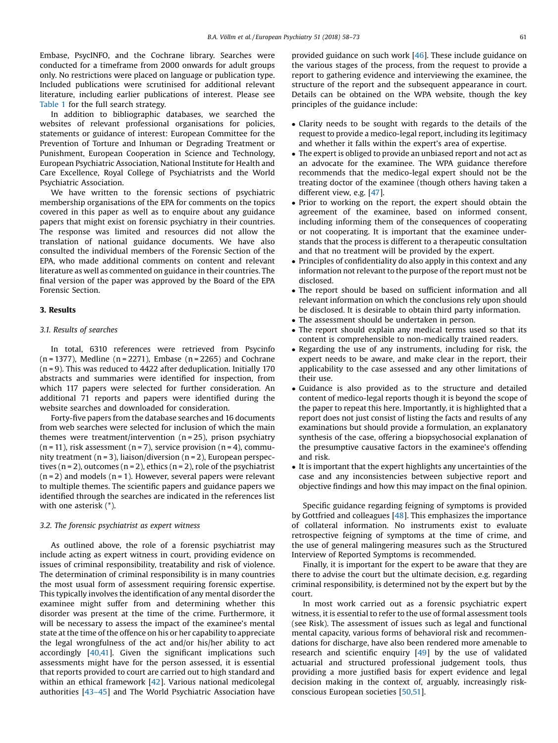Embase, PsycINFO, and the Cochrane library. Searches were conducted for a timeframe from 2000 onwards for adult groups only. No restrictions were placed on language or publication type. Included publications were scrutinised for additional relevant literature, including earlier publications of interest. Please see Table 1 for the full search strategy.

In addition to bibliographic databases, we searched the websites of relevant professional organisations for policies, statements or guidance of interest: European Committee for the Prevention of Torture and Inhuman or Degrading Treatment or Punishment, European Cooperation in Science and Technology, European Psychiatric Association, National Institute for Health and Care Excellence, Royal College of Psychiatrists and the World Psychiatric Association.

We have written to the forensic sections of psychiatric membership organisations of the EPA for comments on the topics covered in this paper as well as to enquire about any guidance papers that might exist on forensic psychiatry in their countries. The response was limited and resources did not allow the translation of national guidance documents. We have also consulted the individual members of the Forensic Section of the EPA, who made additional comments on content and relevant literature as well as commented on guidance in their countries. The final version of the paper was approved by the Board of the EPA Forensic Section.

## 3. Results

### 3.1. Results of searches

In total, 6310 references were retrieved from Psycinfo (n = 1377), Medline (n = 2271), Embase (n = 2265) and Cochrane (n = 9). This was reduced to 4422 after deduplication. Initially 170 abstracts and summaries were identified for inspection, from which 117 papers were selected for further consideration. An additional 71 reports and papers were identified during the website searches and downloaded for consideration.

Forty-five papers from the database searches and 16 documents from web searches were selected for inclusion of which the main themes were treatment/intervention (n = 25), prison psychiatry (n = 11), risk assessment (n = 7), service provision (n = 4), community treatment (n = 3), liaison/diversion (n = 2), European perspectives (n = 2), outcomes (n = 2), ethics (n = 2), role of the psychiatrist (n = 2) and models (n = 1). However, several papers were relevant to multiple themes. The scientific papers and guidance papers we identified through the searches are indicated in the references list with one asterisk (*).

### 3.2. The forensic psychiatrist as expert witness

As outlined above, the role of a forensic psychiatrist may include acting as expert witness in court, providing evidence on issues of criminal responsibility, treatability and risk of violence. The determination of criminal responsibility is in many countries the most usual form of assessment requiring forensic expertise. This typically involves the identification of any mental disorder the examinee might suffer from and determining whether this disorder was present at the time of the crime. Furthermore, it will be necessary to assess the impact of the examinee's mental state at the time of the offence on his or her capability to appreciate the legal wrongfulness of the act and/or his/her ability to act accordingly [40,41]. Given the significant implications such assessments might have for the person assessed, it is essential that reports provided to court are carried out to high standard and within an ethical framework [42]. Various national medicolegal authorities [43–45] and The World Psychiatric Association have provided guidance on such work [46]. These include guidance on the various stages of the process, from the request to provide a report to gathering evidence and interviewing the examinee, the structure of the report and the subsequent appearance in court. Details can be obtained on the WPA website, though the key principles of the guidance include:

- Clarity needs to be sought with regards to the details of the request to provide a medico-legal report, including its legitimacy and whether it falls within the expert's area of expertise.
- The expert is obliged to provide an unbiased report and not act as an advocate for the examinee. The WPA guidance therefore recommends that the medico-legal expert should not be the treating doctor of the examinee (though others having taken a different view, e.g. [47].
- Prior to working on the report, the expert should obtain the agreement of the examinee, based on informed consent, including informing them of the consequences of cooperating or not cooperating. It is important that the examinee understands that the process is different to a therapeutic consultation and that no treatment will be provided by the expert.
- Principles of confidentiality do also apply in this context and any information not relevant to the purpose of the report must not be disclosed.
- The report should be based on sufficient information and all relevant information on which the conclusions rely upon should be disclosed. It is desirable to obtain third party information.
- The assessment should be undertaken in person.
- The report should explain any medical terms used so that its content is comprehensible to non-medically trained readers.
- Regarding the use of any instruments, including for risk, the expert needs to be aware, and make clear in the report, their applicability to the case assessed and any other limitations of their use.
- Guidance is also provided as to the structure and detailed content of medico-legal reports though it is beyond the scope of the paper to repeat this here. Importantly, it is highlighted that a report does not just consist of listing the facts and results of any examinations but should provide a formulation, an explanatory synthesis of the case, offering a biopsychosocial explanation of the presumptive causative factors in the examinee's offending and risk.
- It is important that the expert highlights any uncertainties of the case and any inconsistencies between subjective report and objective findings and how this may impact on the final opinion.

Specific guidance regarding feigning of symptoms is provided by Gottfried and colleagues [48]. This emphasizes the importance of collateral information. No instruments exist to evaluate retrospective feigning of symptoms at the time of crime, and the use of general malingering measures such as the Structured Interview of Reported Symptoms is recommended.

Finally, it is important for the expert to be aware that they are there to advise the court but the ultimate decision, e.g. regarding criminal responsibility, is determined not by the expert but by the court.

In most work carried out as a forensic psychiatric expert witness, it is essential to refer to the use of formal assessment tools (see Risk). The assessment of issues such as legal and functional mental capacity, various forms of behavioral risk and recommendations for discharge, have also been rendered more amenable to research and scientific enquiry [49] by the use of validated actuarial and structured professional judgement tools, thus providing a more justified basis for expert evidence and legal decision making in the context of, arguably, increasingly risk-conscious European societies [50,51].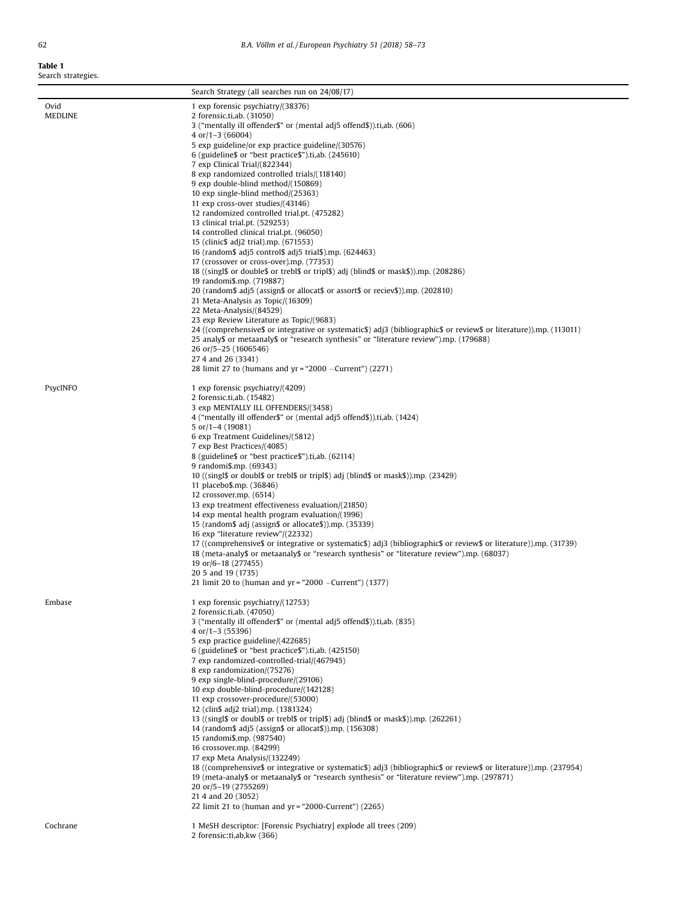**Table 1**
Search strategies.

| | Search Strategy (all searches run on 24/08/17) |
|---|---|
| Ovid MEDLINE | 1 exp forensic psychiatry/(38376)<br>2 forensic.ti,ab. (31050)<br>3 ("mentally ill offender$" or (mental adj5 offend$)).ti,ab. (606)<br>4 or/1–3 (66004)<br>5 exp guideline/or exp practice guideline/(30576)<br>6 (guideline$ or "best practice$").ti,ab. (245610)<br>7 exp Clinical Trial/(822344)<br>8 exp randomized controlled trials/(118140)<br>9 exp double-blind method/(150869)<br>10 exp single-blind method/(25363)<br>11 exp cross-over studies/(43146)<br>12 randomized controlled trial.pt. (475282)<br>13 clinical trial.pt. (529253)<br>14 controlled clinical trial.pt. (96050)<br>15 (clinic$ adj2 trial).mp. (671553)<br>16 (random$ adj5 control$ adj5 trial$).mp. (624463)<br>17 (crossover or cross-over).mp. (77353)<br>18 ((singl$ or double$ or trebl$ or tripl$) adj (blind$ or mask$)).mp. (208286)<br>19 randomi$.mp. (719887)<br>20 (random$ adj5 (assign$ or allocat$ or assort$ or reciev$)).mp. (202810)<br>21 Meta-Analysis as Topic/(16309)<br>22 Meta-Analysis/(84529)<br>23 exp Review Literature as Topic/(9683)<br>24 ((comprehensive$ or integrative or systematic$) adj3 (bibliographic$ or review$ or literature)).mp. (113011)<br>25 analy$ or metaanaly$ or "research synthesis" or "literature review").mp. (179688)<br>26 or/5–25 (1606546)<br>27 4 and 26 (3341)<br>28 limit 27 to (humans and yr = "2000 –Current") (2271) |
| PsycINFO | 1 exp forensic psychiatry/(4209)<br>2 forensic.ti,ab. (15482)<br>3 exp MENTALLY ILL OFFENDERS/(3458)<br>4 ("mentally ill offender$" or (mental adj5 offend$)).ti,ab. (1424)<br>5 or/1–4 (19081)<br>6 exp Treatment Guidelines/(5812)<br>7 exp Best Practices/(4085)<br>8 (guideline$ or "best practice$").ti,ab. (62114)<br>9 randomi$.mp. (69343)<br>10 ((singl$ or doubl$ or trebl$ or tripl$) adj (blind$ or mask$)).mp. (23429)<br>11 placebo$.mp. (36846)<br>12 crossover.mp. (6514)<br>13 exp treatment effectiveness evaluation/(21850)<br>14 exp mental health program evaluation/(1996)<br>15 (random$ adj (assign$ or allocate$)).mp. (35339)<br>16 exp "literature review"/(22332)<br>17 ((comprehensive$ or integrative or systematic$) adj3 (bibliographic$ or review$ or literature)).mp. (31739)<br>18 (meta-analy$ or metaanaly$ or "research synthesis" or "literature review").mp. (68037)<br>19 or/6–18 (277455)<br>20 5 and 19 (1735)<br>21 limit 20 to (human and yr = "2000 –Current") (1377) |
| Embase | 1 exp forensic psychiatry/(12753)<br>2 forensic.ti,ab. (47050)<br>3 ("mentally ill offender$" or (mental adj5 offend$)).ti,ab. (835)<br>4 or/1–3 (55396)<br>5 exp practice guideline/(422685)<br>6 (guideline$ or "best practice$").ti,ab. (425150)<br>7 exp randomized-controlled-trial/(467945)<br>8 exp randomization/(75276)<br>9 exp single-blind-procedure/(29106)<br>10 exp double-blind-procedure/(142128)<br>11 exp crossover-procedure/(53000)<br>12 (clin$ adj2 trial).mp. (1381324)<br>13 ((singl$ or doubl$ or trebl$ or tripl$) adj (blind$ or mask$)).mp. (262261)<br>14 (random$ adj5 (assign$ or allocat$)).mp. (156308)<br>15 randomi$.mp. (987540)<br>16 crossover.mp. (84299)<br>17 exp Meta Analysis/(132249)<br>18 ((comprehensive$ or integrative or systematic$) adj3 (bibliographic$ or review$ or literature)).mp. (237954)<br>19 (meta-analy$ or metaanaly$ or "research synthesis" or "literature review").mp. (297871)<br>20 or/5–19 (2755269)<br>21 4 and 20 (3052)<br>22 limit 21 to (human and yr = "2000-Current") (2265) |
| Cochrane | 1 MeSH descriptor: [Forensic Psychiatry] explode all trees (209)<br>2 forensic:ti,ab,kw (366) |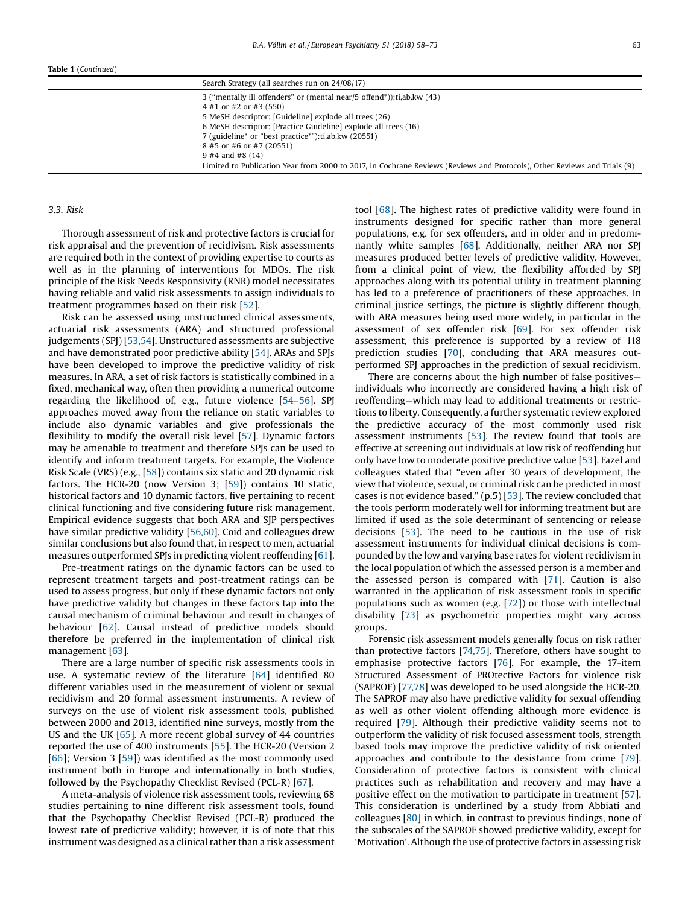**Table 1** (*Continued*)

| | Search Strategy (all searches run on 24/08/17) |
|---|---|
| | 3 ("mentally ill offenders" or (mental near/5 offend*)):ti,ab,kw (43) |
| | 4 #1 or #2 or #3 (550) |
| | 5 MeSH descriptor: [Guideline] explode all trees (26) |
| | 6 MeSH descriptor: [Practice Guideline] explode all trees (16) |
| | 7 (guideline* or "best practice*"):ti,ab,kw (20551) |
| | 8 #5 or #6 or #7 (20551) |
| | 9 #4 and #8 (14) |
| | Limited to Publication Year from 2000 to 2017, in Cochrane Reviews (Reviews and Protocols), Other Reviews and Trials (9) |

### 3.3. Risk

Thorough assessment of risk and protective factors is crucial for risk appraisal and the prevention of recidivism. Risk assessments are required both in the context of providing expertise to courts as well as in the planning of interventions for MDOs. The risk principle of the Risk Needs Responsivity (RNR) model necessitates having reliable and valid risk assessments to assign individuals to treatment programmes based on their risk [52].

Risk can be assessed using unstructured clinical assessments, actuarial risk assessments (ARA) and structured professional judgements (SPJ) [53,54]. Unstructured assessments are subjective and have demonstrated poor predictive ability [54]. ARAs and SPJs have been developed to improve the predictive validity of risk measures. In ARA, a set of risk factors is statistically combined in a fixed, mechanical way, often then providing a numerical outcome regarding the likelihood of, e.g., future violence [54–56]. SPJ approaches moved away from the reliance on static variables to include also dynamic variables and give professionals the flexibility to modify the overall risk level [57]. Dynamic factors may be amenable to treatment and therefore SPJs can be used to identify and inform treatment targets. For example, the Violence Risk Scale (VRS) (e.g., [58]) contains six static and 20 dynamic risk factors. The HCR-20 (now Version 3; [59]) contains 10 static, historical factors and 10 dynamic factors, five pertaining to recent clinical functioning and five considering future risk management. Empirical evidence suggests that both ARA and SJP perspectives have similar predictive validity [56,60]. Coid and colleagues drew similar conclusions but also found that, in respect to men, actuarial measures outperformed SPJs in predicting violent reoffending [61].

Pre-treatment ratings on the dynamic factors can be used to represent treatment targets and post-treatment ratings can be used to assess progress, but only if these dynamic factors not only have predictive validity but changes in these factors tap into the causal mechanism of criminal behaviour and result in changes of behaviour [62]. Causal instead of predictive models should therefore be preferred in the implementation of clinical risk management [63].

There are a large number of specific risk assessments tools in use. A systematic review of the literature [64] identified 80 different variables used in the measurement of violent or sexual recidivism and 20 formal assessment instruments. A review of surveys on the use of violent risk assessment tools, published between 2000 and 2013, identified nine surveys, mostly from the US and the UK [65]. A more recent global survey of 44 countries reported the use of 400 instruments [55]. The HCR-20 (Version 2 [66]; Version 3 [59]) was identified as the most commonly used instrument both in Europe and internationally in both studies, followed by the Psychopathy Checklist Revised (PCL-R) [67].

A meta-analysis of violence risk assessment tools, reviewing 68 studies pertaining to nine different risk assessment tools, found that the Psychopathy Checklist Revised (PCL-R) produced the lowest rate of predictive validity; however, it is of note that this instrument was designed as a clinical rather than a risk assessment tool [68]. The highest rates of predictive validity were found in instruments designed for specific rather than more general populations, e.g. for sex offenders, and in older and in predominantly white samples [68]. Additionally, neither ARA nor SPJ measures produced better levels of predictive validity. However, from a clinical point of view, the flexibility afforded by SPJ approaches along with its potential utility in treatment planning has led to a preference of practitioners of these approaches. In criminal justice settings, the picture is slightly different though, with ARA measures being used more widely, in particular in the assessment of sex offender risk [69]. For sex offender risk assessment, this preference is supported by a review of 118 prediction studies [70], concluding that ARA measures outperformed SPJ approaches in the prediction of sexual recidivism.

There are concerns about the high number of false positives—individuals who incorrectly are considered having a high risk of reoffending—which may lead to additional treatments or restrictions to liberty. Consequently, a further systematic review explored the predictive accuracy of the most commonly used risk assessment instruments [53]. The review found that tools are effective at screening out individuals at low risk of reoffending but only have low to moderate positive predictive value [53]. Fazel and colleagues stated that "even after 30 years of development, the view that violence, sexual, or criminal risk can be predicted in most cases is not evidence based." (p.5) [53]. The review concluded that the tools perform moderately well for informing treatment but are limited if used as the sole determinant of sentencing or release decisions [53]. The need to be cautious in the use of risk assessment instruments for individual clinical decisions is compounded by the low and varying base rates for violent recidivism in the local population of which the assessed person is a member and the assessed person is compared with [71]. Caution is also warranted in the application of risk assessment tools in specific populations such as women (e.g. [72]) or those with intellectual disability [73] as psychometric properties might vary across groups.

Forensic risk assessment models generally focus on risk rather than protective factors [74,75]. Therefore, others have sought to emphasise protective factors [76]. For example, the 17-item Structured Assessment of PROtective Factors for violence risk (SAPROF) [77,78] was developed to be used alongside the HCR-20. The SAPROF may also have predictive validity for sexual offending as well as other violent offending although more evidence is required [79]. Although their predictive validity seems not to outperform the validity of risk focused assessment tools, strength based tools may improve the predictive validity of risk oriented approaches and contribute to the desistance from crime [79]. Consideration of protective factors is consistent with clinical practices such as rehabilitation and recovery and may have a positive effect on the motivation to participate in treatment [57]. This consideration is underlined by a study from Abbiati and colleagues [80] in which, in contrast to previous findings, none of the subscales of the SAPROF showed predictive validity, except for 'Motivation'. Although the use of protective factors in assessing risk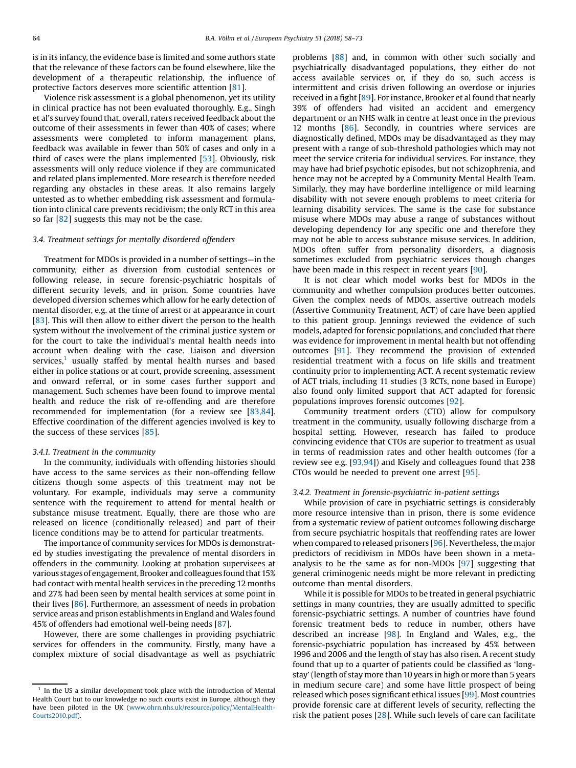is in its infancy, the evidence base is limited and some authors state that the relevance of these factors can be found elsewhere, like the development of a therapeutic relationship, the influence of protective factors deserves more scientific attention [81].

Violence risk assessment is a global phenomenon, yet its utility in clinical practice has not been evaluated thoroughly. E.g., Singh et al's survey found that, overall, raters received feedback about the outcome of their assessments in fewer than 40% of cases; where assessments were completed to inform management plans, feedback was available in fewer than 50% of cases and only in a third of cases were the plans implemented [53]. Obviously, risk assessments will only reduce violence if they are communicated and related plans implemented. More research is therefore needed regarding any obstacles in these areas. It also remains largely untested as to whether embedding risk assessment and formulation into clinical care prevents recidivism; the only RCT in this area so far [82] suggests this may not be the case.

### 3.4. Treatment settings for mentally disordered offenders

Treatment for MDOs is provided in a number of settings—in the community, either as diversion from custodial sentences or following release, in secure forensic-psychiatric hospitals of different security levels, and in prison. Some countries have developed diversion schemes which allow for he early detection of mental disorder, e.g. at the time of arrest or at appearance in court [83]. This will then allow to either divert the person to the health system without the involvement of the criminal justice system or for the court to take the individual's mental health needs into account when dealing with the case. Liaison and diversion services,[1] usually staffed by mental health nurses and based either in police stations or at court, provide screening, assessment and onward referral, or in some cases further support and management. Such schemes have been found to improve mental health and reduce the risk of re-offending and are therefore recommended for implementation (for a review see [83,84]. Effective coordination of the different agencies involved is key to the success of these services [85].

#### 3.4.1. Treatment in the community

In the community, individuals with offending histories should have access to the same services as their non-offending fellow citizens though some aspects of this treatment may not be voluntary. For example, individuals may serve a community sentence with the requirement to attend for mental health or substance misuse treatment. Equally, there are those who are released on licence (conditionally released) and part of their licence conditions may be to attend for particular treatments.

The importance of community services for MDOs is demonstrated by studies investigating the prevalence of mental disorders in offenders in the community. Looking at probation supervisees at various stages of engagement, Brooker and colleagues found that 15% had contact with mental health services in the preceding 12 months and 27% had been seen by mental health services at some point in their lives [86]. Furthermore, an assessment of needs in probation service areas and prison establishments in England and Wales found 45% of offenders had emotional well-being needs [87].

However, there are some challenges in providing psychiatric services for offenders in the community. Firstly, many have a complex mixture of social disadvantage as well as psychiatric problems [88] and, in common with other such socially and psychiatrically disadvantaged populations, they either do not access available services or, if they do so, such access is intermittent and crisis driven following an overdose or injuries received in a fight [89]. For instance, Brooker et al found that nearly 39% of offenders had visited an accident and emergency department or an NHS walk in centre at least once in the previous 12 months [86]. Secondly, in countries where services are diagnostically defined, MDOs may be disadvantaged as they may present with a range of sub-threshold pathologies which may not meet the service criteria for individual services. For instance, they may have had brief psychotic episodes, but not schizophrenia, and hence may not be accepted by a Community Mental Health Team. Similarly, they may have borderline intelligence or mild learning disability with not severe enough problems to meet criteria for learning disability services. The same is the case for substance misuse where MDOs may abuse a range of substances without developing dependency for any specific one and therefore they may not be able to access substance misuse services. In addition, MDOs often suffer from personality disorders, a diagnosis sometimes excluded from psychiatric services though changes have been made in this respect in recent years [90].

It is not clear which model works best for MDOs in the community and whether compulsion produces better outcomes. Given the complex needs of MDOs, assertive outreach models (Assertive Community Treatment, ACT) of care have been applied to this patient group. Jennings reviewed the evidence of such models, adapted for forensic populations, and concluded that there was evidence for improvement in mental health but not offending outcomes [91]. They recommend the provision of extended residential treatment with a focus on life skills and treatment continuity prior to implementing ACT. A recent systematic review of ACT trials, including 11 studies (3 RCTs, none based in Europe) also found only limited support that ACT adapted for forensic populations improves forensic outcomes [92].

Community treatment orders (CTO) allow for compulsory treatment in the community, usually following discharge from a hospital setting. However, research has failed to produce convincing evidence that CTOs are superior to treatment as usual in terms of readmission rates and other health outcomes (for a review see e.g. [93,94]) and Kisely and colleagues found that 238 CTOs would be needed to prevent one arrest [95].

#### 3.4.2. Treatment in forensic-psychiatric in-patient settings

While provision of care in psychiatric settings is considerably more resource intensive than in prison, there is some evidence from a systematic review of patient outcomes following discharge from secure psychiatric hospitals that reoffending rates are lower when compared to released prisoners [96]. Nevertheless, the major predictors of recidivism in MDOs have been shown in a meta-analysis to be the same as for non-MDOs [97] suggesting that general criminogenic needs might be more relevant in predicting outcome than mental disorders.

While it is possible for MDOs to be treated in general psychiatric settings in many countries, they are usually admitted to specific forensic-psychiatric settings. A number of countries have found forensic treatment beds to reduce in number, others have described an increase [98]. In England and Wales, e.g., the forensic-psychiatric population has increased by 45% between 1996 and 2006 and the length of stay has also risen. A recent study found that up to a quarter of patients could be classified as 'long-stay' (length of stay more than 10 years in high or more than 5 years in medium secure care) and some have little prospect of being released which poses significant ethical issues [99]. Most countries provide forensic care at different levels of security, reflecting the risk the patient poses [28]. While such levels of care can facilitate

[1] In the US a similar development took place with the introduction of Mental Health Court but to our knowledge no such courts exist in Europe, although they have been piloted in the UK (www.ohrn.nhs.uk/resource/policy/MentalHealthCourts2010.pdf).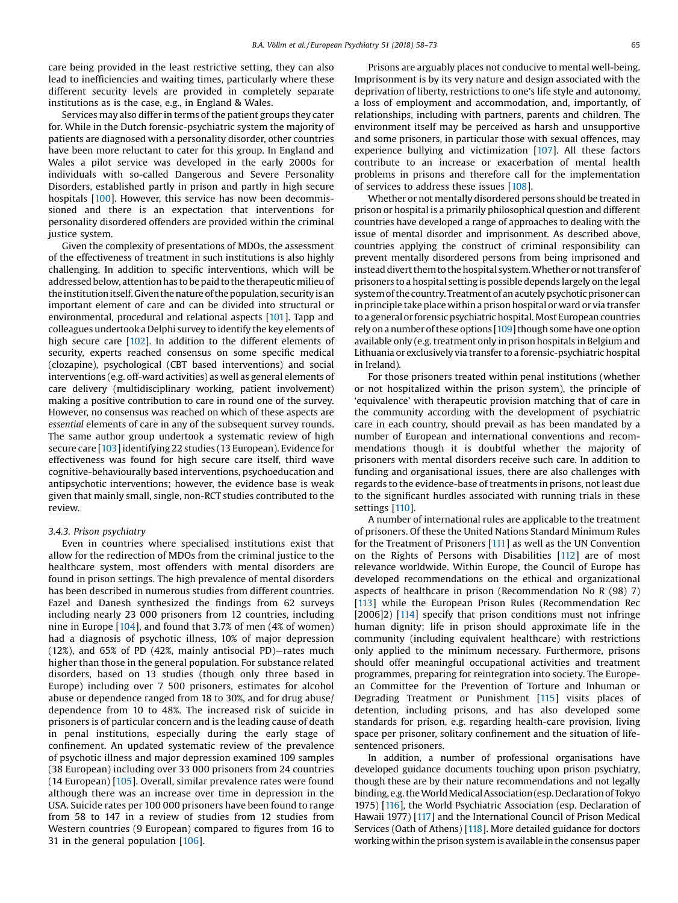care being provided in the least restrictive setting, they can also lead to inefficiencies and waiting times, particularly where these different security levels are provided in completely separate institutions as is the case, e.g., in England & Wales.

Services may also differ in terms of the patient groups they cater for. While in the Dutch forensic-psychiatric system the majority of patients are diagnosed with a personality disorder, other countries have been more reluctant to cater for this group. In England and Wales a pilot service was developed in the early 2000s for individuals with so-called Dangerous and Severe Personality Disorders, established partly in prison and partly in high secure hospitals [100]. However, this service has now been decommissioned and there is an expectation that interventions for personality disordered offenders are provided within the criminal justice system.

Given the complexity of presentations of MDOs, the assessment of the effectiveness of treatment in such institutions is also highly challenging. In addition to specific interventions, which will be addressed below, attention has to be paid to the therapeutic milieu of the institution itself. Given the nature of the population, security is an important element of care and can be divided into structural or environmental, procedural and relational aspects [101]. Tapp and colleagues undertook a Delphi survey to identify the key elements of high secure care [102]. In addition to the different elements of security, experts reached consensus on some specific medical (clozapine), psychological (CBT based interventions) and social interventions (e.g. off-ward activities) as well as general elements of care delivery (multidisciplinary working, patient involvement) making a positive contribution to care in round one of the survey. However, no consensus was reached on which of these aspects are *essential* elements of care in any of the subsequent survey rounds. The same author group undertook a systematic review of high secure care [103] identifying 22 studies (13 European). Evidence for effectiveness was found for high secure care itself, third wave cognitive-behaviourally based interventions, psychoeducation and antipsychotic interventions; however, the evidence base is weak given that mainly small, single, non-RCT studies contributed to the review.

#### 3.4.3. Prison psychiatry

Even in countries where specialised institutions exist that allow for the redirection of MDOs from the criminal justice to the healthcare system, most offenders with mental disorders are found in prison settings. The high prevalence of mental disorders has been described in numerous studies from different countries. Fazel and Danesh synthesized the findings from 62 surveys including nearly 23 000 prisoners from 12 countries, including nine in Europe [104], and found that 3.7% of men (4% of women) had a diagnosis of psychotic illness, 10% of major depression (12%), and 65% of PD (42%, mainly antisocial PD)—rates much higher than those in the general population. For substance related disorders, based on 13 studies (though only three based in Europe) including over 7 500 prisoners, estimates for alcohol abuse or dependence ranged from 18 to 30%, and for drug abuse/dependence from 10 to 48%. The increased risk of suicide in prisoners is of particular concern and is the leading cause of death in penal institutions, especially during the early stage of confinement. An updated systematic review of the prevalence of psychotic illness and major depression examined 109 samples (38 European) including over 33 000 prisoners from 24 countries (14 European) [105]. Overall, similar prevalence rates were found although there was an increase over time in depression in the USA. Suicide rates per 100 000 prisoners have been found to range from 58 to 147 in a review of studies from 12 studies from Western countries (9 European) compared to figures from 16 to 31 in the general population [106].

Prisons are arguably places not conducive to mental well-being. Imprisonment is by its very nature and design associated with the deprivation of liberty, restrictions to one's life style and autonomy, a loss of employment and accommodation, and, importantly, of relationships, including with partners, parents and children. The environment itself may be perceived as harsh and unsupportive and some prisoners, in particular those with sexual offences, may experience bullying and victimization [107]. All these factors contribute to an increase or exacerbation of mental health problems in prisons and therefore call for the implementation of services to address these issues [108].

Whether or not mentally disordered persons should be treated in prison or hospital is a primarily philosophical question and different countries have developed a range of approaches to dealing with the issue of mental disorder and imprisonment. As described above, countries applying the construct of criminal responsibility can prevent mentally disordered persons from being imprisoned and instead divert them to the hospital system. Whether or not transfer of prisoners to a hospital setting is possible depends largely on the legal system of the country. Treatment of an acutely psychotic prisoner can in principle take place within a prison hospital or ward or via transfer to a general or forensic psychiatric hospital. Most European countries rely on a number of these options [109] though some have one option available only (e.g. treatment only in prison hospitals in Belgium and Lithuania or exclusively via transfer to a forensic-psychiatric hospital in Ireland).

For those prisoners treated within penal institutions (whether or not hospitalized within the prison system), the principle of 'equivalence' with therapeutic provision matching that of care in the community according with the development of psychiatric care in each country, should prevail as has been mandated by a number of European and international conventions and recommendations though it is doubtful whether the majority of prisoners with mental disorders receive such care. In addition to funding and organisational issues, there are also challenges with regards to the evidence-base of treatments in prisons, not least due to the significant hurdles associated with running trials in these settings [110].

A number of international rules are applicable to the treatment of prisoners. Of these the United Nations Standard Minimum Rules for the Treatment of Prisoners [111] as well as the UN Convention on the Rights of Persons with Disabilities [112] are of most relevance worldwide. Within Europe, the Council of Europe has developed recommendations on the ethical and organizational aspects of healthcare in prison (Recommendation No R (98) 7) [113] while the European Prison Rules (Recommendation Rec [2006]2) [114] specify that prison conditions must not infringe human dignity; life in prison should approximate life in the community (including equivalent healthcare) with restrictions only applied to the minimum necessary. Furthermore, prisons should offer meaningful occupational activities and treatment programmes, preparing for reintegration into society. The European Committee for the Prevention of Torture and Inhuman or Degrading Treatment or Punishment [115] visits places of detention, including prisons, and has also developed some standards for prison, e.g. regarding health-care provision, living space per prisoner, solitary confinement and the situation of life-sentenced prisoners.

In addition, a number of professional organisations have developed guidance documents touching upon prison psychiatry, though these are by their nature recommendations and not legally binding, e.g. the World Medical Association (esp. Declaration of Tokyo 1975) [116], the World Psychiatric Association (esp. Declaration of Hawaii 1977) [117] and the International Council of Prison Medical Services (Oath of Athens) [118]. More detailed guidance for doctors working within the prison system is available in the consensus paper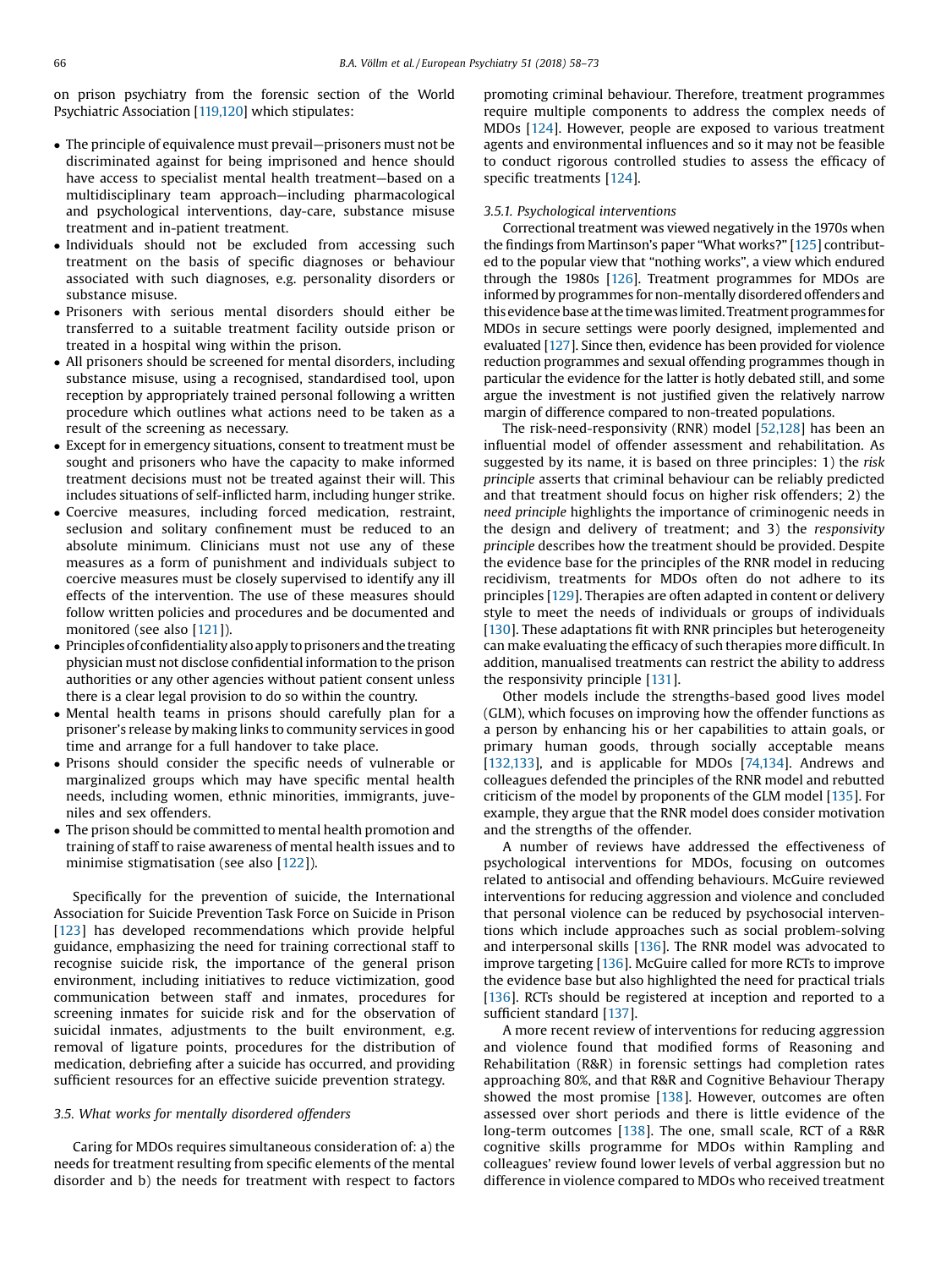on prison psychiatry from the forensic section of the World Psychiatric Association [119,120] which stipulates:

- The principle of equivalence must prevail—prisoners must not be discriminated against for being imprisoned and hence should have access to specialist mental health treatment—based on a multidisciplinary team approach—including pharmacological and psychological interventions, day-care, substance misuse treatment and in-patient treatment.
- Individuals should not be excluded from accessing such treatment on the basis of specific diagnoses or behaviour associated with such diagnoses, e.g. personality disorders or substance misuse.
- Prisoners with serious mental disorders should either be transferred to a suitable treatment facility outside prison or treated in a hospital wing within the prison.
- All prisoners should be screened for mental disorders, including substance misuse, using a recognised, standardised tool, upon reception by appropriately trained personal following a written procedure which outlines what actions need to be taken as a result of the screening as necessary.
- Except for in emergency situations, consent to treatment must be sought and prisoners who have the capacity to make informed treatment decisions must not be treated against their will. This includes situations of self-inflicted harm, including hunger strike.
- Coercive measures, including forced medication, restraint, seclusion and solitary confinement must be reduced to an absolute minimum. Clinicians must not use any of these measures as a form of punishment and individuals subject to coercive measures must be closely supervised to identify any ill effects of the intervention. The use of these measures should follow written policies and procedures and be documented and monitored (see also [121]).
- Principles of confidentiality also apply to prisoners and the treating physician must not disclose confidential information to the prison authorities or any other agencies without patient consent unless there is a clear legal provision to do so within the country.
- Mental health teams in prisons should carefully plan for a prisoner's release by making links to community services in good time and arrange for a full handover to take place.
- Prisons should consider the specific needs of vulnerable or marginalized groups which may have specific mental health needs, including women, ethnic minorities, immigrants, juveniles and sex offenders.
- The prison should be committed to mental health promotion and training of staff to raise awareness of mental health issues and to minimise stigmatisation (see also [122]).

Specifically for the prevention of suicide, the International Association for Suicide Prevention Task Force on Suicide in Prison [123] has developed recommendations which provide helpful guidance, emphasizing the need for training correctional staff to recognise suicide risk, the importance of the general prison environment, including initiatives to reduce victimization, good communication between staff and inmates, procedures for screening inmates for suicide risk and for the observation of suicidal inmates, adjustments to the built environment, e.g. removal of ligature points, procedures for the distribution of medication, debriefing after a suicide has occurred, and providing sufficient resources for an effective suicide prevention strategy.

### 3.5. What works for mentally disordered offenders

Caring for MDOs requires simultaneous consideration of: a) the needs for treatment resulting from specific elements of the mental disorder and b) the needs for treatment with respect to factors promoting criminal behaviour. Therefore, treatment programmes require multiple components to address the complex needs of MDOs [124]. However, people are exposed to various treatment agents and environmental influences and so it may not be feasible to conduct rigorous controlled studies to assess the efficacy of specific treatments [124].

#### 3.5.1. Psychological interventions

Correctional treatment was viewed negatively in the 1970s when the findings from Martinson's paper "What works?" [125] contributed to the popular view that "nothing works", a view which endured through the 1980s [126]. Treatment programmes for MDOs are informed by programmes for non-mentally disordered offenders and this evidence base at the time was limited. Treatment programmes for MDOs in secure settings were poorly designed, implemented and evaluated [127]. Since then, evidence has been provided for violence reduction programmes and sexual offending programmes though in particular the evidence for the latter is hotly debated still, and some argue the investment is not justified given the relatively narrow margin of difference compared to non-treated populations.

The risk-need-responsivity (RNR) model [52,128] has been an influential model of offender assessment and rehabilitation. As suggested by its name, it is based on three principles: 1) the *risk principle* asserts that criminal behaviour can be reliably predicted and that treatment should focus on higher risk offenders; 2) the *need principle* highlights the importance of criminogenic needs in the design and delivery of treatment; and 3) the *responsivity principle* describes how the treatment should be provided. Despite the evidence base for the principles of the RNR model in reducing recidivism, treatments for MDOs often do not adhere to its principles [129]. Therapies are often adapted in content or delivery style to meet the needs of individuals or groups of individuals [130]. These adaptations fit with RNR principles but heterogeneity can make evaluating the efficacy of such therapies more difficult. In addition, manualised treatments can restrict the ability to address the responsivity principle [131].

Other models include the strengths-based good lives model (GLM), which focuses on improving how the offender functions as a person by enhancing his or her capabilities to attain goals, or primary human goods, through socially acceptable means [132,133], and is applicable for MDOs [74,134]. Andrews and colleagues defended the principles of the RNR model and rebutted criticism of the model by proponents of the GLM model [135]. For example, they argue that the RNR model does consider motivation and the strengths of the offender.

A number of reviews have addressed the effectiveness of psychological interventions for MDOs, focusing on outcomes related to antisocial and offending behaviours. McGuire reviewed interventions for reducing aggression and violence and concluded that personal violence can be reduced by psychosocial interventions which include approaches such as social problem-solving and interpersonal skills [136]. The RNR model was advocated to improve targeting [136]. McGuire called for more RCTs to improve the evidence base but also highlighted the need for practical trials [136]. RCTs should be registered at inception and reported to a sufficient standard [137].

A more recent review of interventions for reducing aggression and violence found that modified forms of Reasoning and Rehabilitation (R&R) in forensic settings had completion rates approaching 80%, and that R&R and Cognitive Behaviour Therapy showed the most promise [138]. However, outcomes are often assessed over short periods and there is little evidence of the long-term outcomes [138]. The one, small scale, RCT of a R&R cognitive skills programme for MDOs within Rampling and colleagues' review found lower levels of verbal aggression but no difference in violence compared to MDOs who received treatment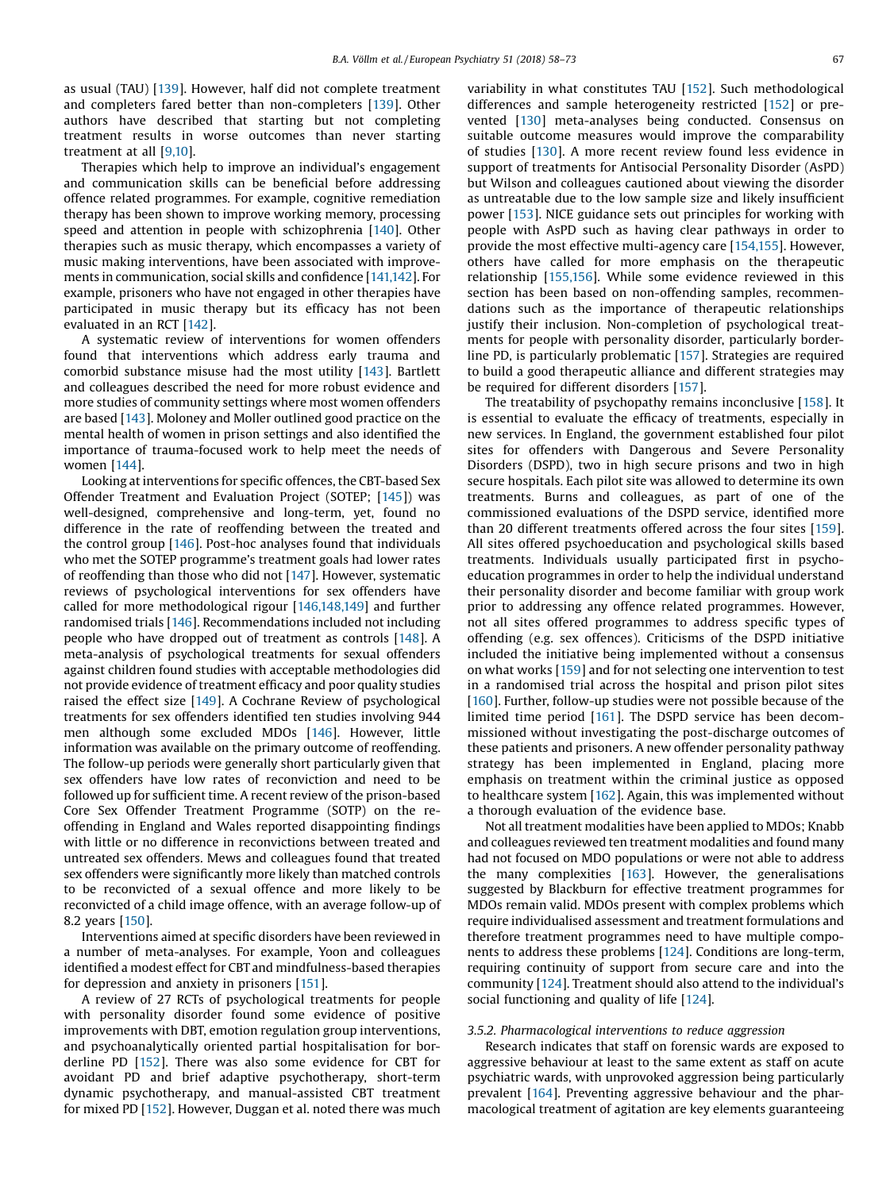as usual (TAU) [139]. However, half did not complete treatment and completers fared better than non-completers [139]. Other authors have described that starting but not completing treatment results in worse outcomes than never starting treatment at all [9,10].

Therapies which help to improve an individual's engagement and communication skills can be beneficial before addressing offence related programmes. For example, cognitive remediation therapy has been shown to improve working memory, processing speed and attention in people with schizophrenia [140]. Other therapies such as music therapy, which encompasses a variety of music making interventions, have been associated with improvements in communication, social skills and confidence [141,142]. For example, prisoners who have not engaged in other therapies have participated in music therapy but its efficacy has not been evaluated in an RCT [142].

A systematic review of interventions for women offenders found that interventions which address early trauma and comorbid substance misuse had the most utility [143]. Bartlett and colleagues described the need for more robust evidence and more studies of community settings where most women offenders are based [143]. Moloney and Moller outlined good practice on the mental health of women in prison settings and also identified the importance of trauma-focused work to help meet the needs of women [144].

Looking at interventions for specific offences, the CBT-based Sex Offender Treatment and Evaluation Project (SOTEP; [145]) was well-designed, comprehensive and long-term, yet, found no difference in the rate of reoffending between the treated and the control group [146]. Post-hoc analyses found that individuals who met the SOTEP programme's treatment goals had lower rates of reoffending than those who did not [147]. However, systematic reviews of psychological interventions for sex offenders have called for more methodological rigour [146,148,149] and further randomised trials [146]. Recommendations included not including people who have dropped out of treatment as controls [148]. A meta-analysis of psychological treatments for sexual offenders against children found studies with acceptable methodologies did not provide evidence of treatment efficacy and poor quality studies raised the effect size [149]. A Cochrane Review of psychological treatments for sex offenders identified ten studies involving 944 men although some excluded MDOs [146]. However, little information was available on the primary outcome of reoffending. The follow-up periods were generally short particularly given that sex offenders have low rates of reconviction and need to be followed up for sufficient time. A recent review of the prison-based Core Sex Offender Treatment Programme (SOTP) on the re-offending in England and Wales reported disappointing findings with little or no difference in reconvictions between treated and untreated sex offenders. Mews and colleagues found that treated sex offenders were significantly more likely than matched controls to be reconvicted of a sexual offence and more likely to be reconvicted of a child image offence, with an average follow-up of 8.2 years [150].

Interventions aimed at specific disorders have been reviewed in a number of meta-analyses. For example, Yoon and colleagues identified a modest effect for CBT and mindfulness-based therapies for depression and anxiety in prisoners [151].

A review of 27 RCTs of psychological treatments for people with personality disorder found some evidence of positive improvements with DBT, emotion regulation group interventions, and psychoanalytically oriented partial hospitalisation for borderline PD [152]. There was also some evidence for CBT for avoidant PD and brief adaptive psychotherapy, short-term dynamic psychotherapy, and manual-assisted CBT treatment for mixed PD [152]. However, Duggan et al. noted there was much variability in what constitutes TAU [152]. Such methodological differences and sample heterogeneity restricted [152] or prevented [130] meta-analyses being conducted. Consensus on suitable outcome measures would improve the comparability of studies [130]. A more recent review found less evidence in support of treatments for Antisocial Personality Disorder (AsPD) but Wilson and colleagues cautioned about viewing the disorder as untreatable due to the low sample size and likely insufficient power [153]. NICE guidance sets out principles for working with people with AsPD such as having clear pathways in order to provide the most effective multi-agency care [154,155]. However, others have called for more emphasis on the therapeutic relationship [155,156]. While some evidence reviewed in this section has been based on non-offending samples, recommendations such as the importance of therapeutic relationships justify their inclusion. Non-completion of psychological treatments for people with personality disorder, particularly borderline PD, is particularly problematic [157]. Strategies are required to build a good therapeutic alliance and different strategies may be required for different disorders [157].

The treatability of psychopathy remains inconclusive [158]. It is essential to evaluate the efficacy of treatments, especially in new services. In England, the government established four pilot sites for offenders with Dangerous and Severe Personality Disorders (DSPD), two in high secure prisons and two in high secure hospitals. Each pilot site was allowed to determine its own treatments. Burns and colleagues, as part of one of the commissioned evaluations of the DSPD service, identified more than 20 different treatments offered across the four sites [159]. All sites offered psychoeducation and psychological skills based treatments. Individuals usually participated first in psychoeducation programmes in order to help the individual understand their personality disorder and become familiar with group work prior to addressing any offence related programmes. However, not all sites offered programmes to address specific types of offending (e.g. sex offences). Criticisms of the DSPD initiative included the initiative being implemented without a consensus on what works [159] and for not selecting one intervention to test in a randomised trial across the hospital and prison pilot sites [160]. Further, follow-up studies were not possible because of the limited time period [161]. The DSPD service has been decommissioned without investigating the post-discharge outcomes of these patients and prisoners. A new offender personality pathway strategy has been implemented in England, placing more emphasis on treatment within the criminal justice as opposed to healthcare system [162]. Again, this was implemented without a thorough evaluation of the evidence base.

Not all treatment modalities have been applied to MDOs; Knabb and colleagues reviewed ten treatment modalities and found many had not focused on MDO populations or were not able to address the many complexities [163]. However, the generalisations suggested by Blackburn for effective treatment programmes for MDOs remain valid. MDOs present with complex problems which require individualised assessment and treatment formulations and therefore treatment programmes need to have multiple components to address these problems [124]. Conditions are long-term, requiring continuity of support from secure care and into the community [124]. Treatment should also attend to the individual's social functioning and quality of life [124].

### 3.5.2. Pharmacological interventions to reduce aggression

Research indicates that staff on forensic wards are exposed to aggressive behaviour at least to the same extent as staff on acute psychiatric wards, with unprovoked aggression being particularly prevalent [164]. Preventing aggressive behaviour and the pharmacological treatment of agitation are key elements guaranteeing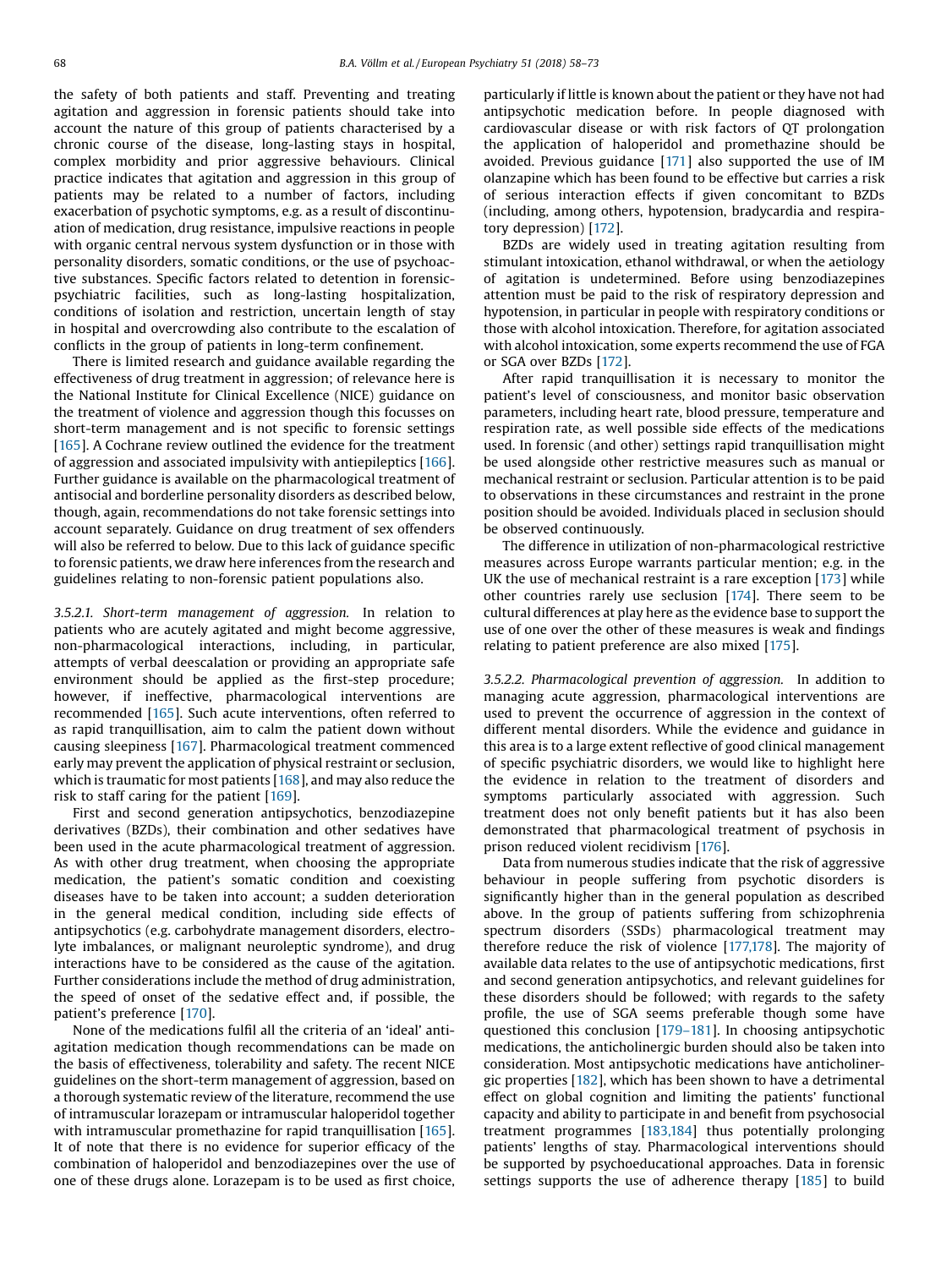the safety of both patients and staff. Preventing and treating agitation and aggression in forensic patients should take into account the nature of this group of patients characterised by a chronic course of the disease, long-lasting stays in hospital, complex morbidity and prior aggressive behaviours. Clinical practice indicates that agitation and aggression in this group of patients may be related to a number of factors, including exacerbation of psychotic symptoms, e.g. as a result of discontinuation of medication, drug resistance, impulsive reactions in people with organic central nervous system dysfunction or in those with personality disorders, somatic conditions, or the use of psychoactive substances. Specific factors related to detention in forensic-psychiatric facilities, such as long-lasting hospitalization, conditions of isolation and restriction, uncertain length of stay in hospital and overcrowding also contribute to the escalation of conflicts in the group of patients in long-term confinement.

There is limited research and guidance available regarding the effectiveness of drug treatment in aggression; of relevance here is the National Institute for Clinical Excellence (NICE) guidance on the treatment of violence and aggression though this focusses on short-term management and is not specific to forensic settings [165]. A Cochrane review outlined the evidence for the treatment of aggression and associated impulsivity with antiepileptics [166]. Further guidance is available on the pharmacological treatment of antisocial and borderline personality disorders as described below, though, again, recommendations do not take forensic settings into account separately. Guidance on drug treatment of sex offenders will also be referred to below. Due to this lack of guidance specific to forensic patients, we draw here inferences from the research and guidelines relating to non-forensic patient populations also.

*3.5.2.1. Short-term management of aggression.* In relation to patients who are acutely agitated and might become aggressive, non-pharmacological interactions, including, in particular, attempts of verbal deescalation or providing an appropriate safe environment should be applied as the first-step procedure; however, if ineffective, pharmacological interventions are recommended [165]. Such acute interventions, often referred to as rapid tranquillisation, aim to calm the patient down without causing sleepiness [167]. Pharmacological treatment commenced early may prevent the application of physical restraint or seclusion, which is traumatic for most patients [168], and may also reduce the risk to staff caring for the patient [169].

First and second generation antipsychotics, benzodiazepine derivatives (BZDs), their combination and other sedatives have been used in the acute pharmacological treatment of aggression. As with other drug treatment, when choosing the appropriate medication, the patient's somatic condition and coexisting diseases have to be taken into account; a sudden deterioration in the general medical condition, including side effects of antipsychotics (e.g. carbohydrate management disorders, electrolyte imbalances, or malignant neuroleptic syndrome), and drug interactions have to be considered as the cause of the agitation. Further considerations include the method of drug administration, the speed of onset of the sedative effect and, if possible, the patient's preference [170].

None of the medications fulfil all the criteria of an 'ideal' anti-agitation medication though recommendations can be made on the basis of effectiveness, tolerability and safety. The recent NICE guidelines on the short-term management of aggression, based on a thorough systematic review of the literature, recommend the use of intramuscular lorazepam or intramuscular haloperidol together with intramuscular promethazine for rapid tranquillisation [165]. It of note that there is no evidence for superior efficacy of the combination of haloperidol and benzodiazepines over the use of one of these drugs alone. Lorazepam is to be used as first choice, particularly if little is known about the patient or they have not had antipsychotic medication before. In people diagnosed with cardiovascular disease or with risk factors of QT prolongation the application of haloperidol and promethazine should be avoided. Previous guidance [171] also supported the use of IM olanzapine which has been found to be effective but carries a risk of serious interaction effects if given concomitant to BZDs (including, among others, hypotension, bradycardia and respiratory depression) [172].

BZDs are widely used in treating agitation resulting from stimulant intoxication, ethanol withdrawal, or when the aetiology of agitation is undetermined. Before using benzodiazepines attention must be paid to the risk of respiratory depression and hypotension, in particular in people with respiratory conditions or those with alcohol intoxication. Therefore, for agitation associated with alcohol intoxication, some experts recommend the use of FGA or SGA over BZDs [172].

After rapid tranquillisation it is necessary to monitor the patient's level of consciousness, and monitor basic observation parameters, including heart rate, blood pressure, temperature and respiration rate, as well possible side effects of the medications used. In forensic (and other) settings rapid tranquillisation might be used alongside other restrictive measures such as manual or mechanical restraint or seclusion. Particular attention is to be paid to observations in these circumstances and restraint in the prone position should be avoided. Individuals placed in seclusion should be observed continuously.

The difference in utilization of non-pharmacological restrictive measures across Europe warrants particular mention; e.g. in the UK the use of mechanical restraint is a rare exception [173] while other countries rarely use seclusion [174]. There seem to be cultural differences at play here as the evidence base to support the use of one over the other of these measures is weak and findings relating to patient preference are also mixed [175].

*3.5.2.2. Pharmacological prevention of aggression.* In addition to managing acute aggression, pharmacological interventions are used to prevent the occurrence of aggression in the context of different mental disorders. While the evidence and guidance in this area is to a large extent reflective of good clinical management of specific psychiatric disorders, we would like to highlight here the evidence in relation to the treatment of disorders and symptoms particularly associated with aggression. Such treatment does not only benefit patients but it has also been demonstrated that pharmacological treatment of psychosis in prison reduced violent recidivism [176].

Data from numerous studies indicate that the risk of aggressive behaviour in people suffering from psychotic disorders is significantly higher than in the general population as described above. In the group of patients suffering from schizophrenia spectrum disorders (SSDs) pharmacological treatment may therefore reduce the risk of violence [177,178]. The majority of available data relates to the use of antipsychotic medications, first and second generation antipsychotics, and relevant guidelines for these disorders should be followed; with regards to the safety profile, the use of SGA seems preferable though some have questioned this conclusion [179–181]. In choosing antipsychotic medications, the anticholinergic burden should also be taken into consideration. Most antipsychotic medications have anticholinergic properties [182], which has been shown to have a detrimental effect on global cognition and limiting the patients' functional capacity and ability to participate in and benefit from psychosocial treatment programmes [183,184] thus potentially prolonging patients' lengths of stay. Pharmacological interventions should be supported by psychoeducational approaches. Data in forensic settings supports the use of adherence therapy [185] to build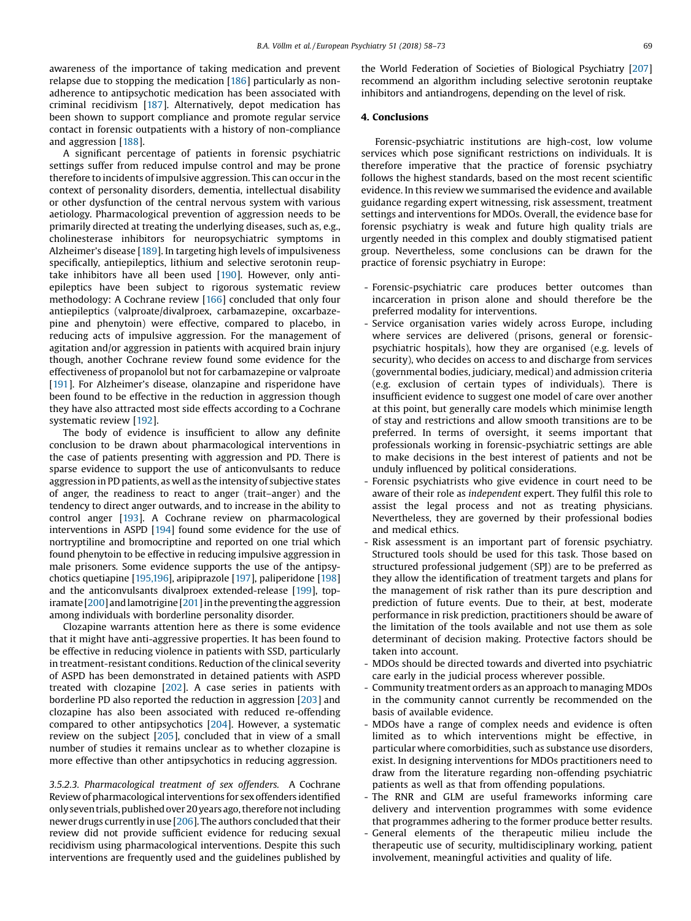awareness of the importance of taking medication and prevent relapse due to stopping the medication [186] particularly as non-adherence to antipsychotic medication has been associated with criminal recidivism [187]. Alternatively, depot medication has been shown to support compliance and promote regular service contact in forensic outpatients with a history of non-compliance and aggression [188].

A significant percentage of patients in forensic psychiatric settings suffer from reduced impulse control and may be prone therefore to incidents of impulsive aggression. This can occur in the context of personality disorders, dementia, intellectual disability or other dysfunction of the central nervous system with various aetiology. Pharmacological prevention of aggression needs to be primarily directed at treating the underlying diseases, such as, e.g., cholinesterase inhibitors for neuropsychiatric symptoms in Alzheimer's disease [189]. In targeting high levels of impulsiveness specifically, antiepileptics, lithium and selective serotonin reuptake inhibitors have all been used [190]. However, only antiepileptics have been subject to rigorous systematic review methodology: A Cochrane review [166] concluded that only four antiepileptics (valproate/divalproex, carbamazepine, oxcarbazepine and phenytoin) were effective, compared to placebo, in reducing acts of impulsive aggression. For the management of agitation and/or aggression in patients with acquired brain injury though, another Cochrane review found some evidence for the effectiveness of propanolol but not for carbamazepine or valproate [191]. For Alzheimer's disease, olanzapine and risperidone have been found to be effective in the reduction in aggression though they have also attracted most side effects according to a Cochrane systematic review [192].

The body of evidence is insufficient to allow any definite conclusion to be drawn about pharmacological interventions in the case of patients presenting with aggression and PD. There is sparse evidence to support the use of anticonvulsants to reduce aggression in PD patients, as well as the intensity of subjective states of anger, the readiness to react to anger (trait–anger) and the tendency to direct anger outwards, and to increase in the ability to control anger [193]. A Cochrane review on pharmacological interventions in ASPD [194] found some evidence for the use of nortryptiline and bromocriptine and reported on one trial which found phenytoin to be effective in reducing impulsive aggression in male prisoners. Some evidence supports the use of the antipsychotics quetiapine [195,196], aripiprazole [197], paliperidone [198] and the anticonvulsants divalproex extended-release [199], topiramate [200] and lamotrigine [201] in the preventing the aggression among individuals with borderline personality disorder.

Clozapine warrants attention here as there is some evidence that it might have anti-aggressive properties. It has been found to be effective in reducing violence in patients with SSD, particularly in treatment-resistant conditions. Reduction of the clinical severity of ASPD has been demonstrated in detained patients with ASPD treated with clozapine [202]. A case series in patients with borderline PD also reported the reduction in aggression [203] and clozapine has also been associated with reduced re-offending compared to other antipsychotics [204]. However, a systematic review on the subject [205], concluded that in view of a small number of studies it remains unclear as to whether clozapine is more effective than other antipsychotics in reducing aggression.

*3.5.2.3. Pharmacological treatment of sex offenders.* A Cochrane Review of pharmacological interventions for sex offenders identified only seven trials, published over 20 years ago, therefore not including newer drugs currently in use [206]. The authors concluded that their review did not provide sufficient evidence for reducing sexual recidivism using pharmacological interventions. Despite this such interventions are frequently used and the guidelines published by the World Federation of Societies of Biological Psychiatry [207] recommend an algorithm including selective serotonin reuptake inhibitors and antiandrogens, depending on the level of risk.

## 4. Conclusions

Forensic-psychiatric institutions are high-cost, low volume services which pose significant restrictions on individuals. It is therefore imperative that the practice of forensic psychiatry follows the highest standards, based on the most recent scientific evidence. In this review we summarised the evidence and available guidance regarding expert witnessing, risk assessment, treatment settings and interventions for MDOs. Overall, the evidence base for forensic psychiatry is weak and future high quality trials are urgently needed in this complex and doubly stigmatised patient group. Nevertheless, some conclusions can be drawn for the practice of forensic psychiatry in Europe:

- Forensic-psychiatric care produces better outcomes than incarceration in prison alone and should therefore be the preferred modality for interventions.
- Service organisation varies widely across Europe, including where services are delivered (prisons, general or forensic-psychiatric hospitals), how they are organised (e.g. levels of security), who decides on access to and discharge from services (governmental bodies, judiciary, medical) and admission criteria (e.g. exclusion of certain types of individuals). There is insufficient evidence to suggest one model of care over another at this point, but generally care models which minimise length of stay and restrictions and allow smooth transitions are to be preferred. In terms of oversight, it seems important that professionals working in forensic-psychiatric settings are able to make decisions in the best interest of patients and not be unduly influenced by political considerations.
- Forensic psychiatrists who give evidence in court need to be aware of their role as *independent* expert. They fulfil this role to assist the legal process and not as treating physicians. Nevertheless, they are governed by their professional bodies and medical ethics.
- Risk assessment is an important part of forensic psychiatry. Structured tools should be used for this task. Those based on structured professional judgement (SPJ) are to be preferred as they allow the identification of treatment targets and plans for the management of risk rather than its pure description and prediction of future events. Due to their, at best, moderate performance in risk prediction, practitioners should be aware of the limitation of the tools available and not use them as sole determinant of decision making. Protective factors should be taken into account.
- MDOs should be directed towards and diverted into psychiatric care early in the judicial process wherever possible.
- Community treatment orders as an approach to managing MDOs in the community cannot currently be recommended on the basis of available evidence.
- MDOs have a range of complex needs and evidence is often limited as to which interventions might be effective, in particular where comorbidities, such as substance use disorders, exist. In designing interventions for MDOs practitioners need to draw from the literature regarding non-offending psychiatric patients as well as that from offending populations.
- The RNR and GLM are useful frameworks informing care delivery and intervention programmes with some evidence that programmes adhering to the former produce better results.
- General elements of the therapeutic milieu include the therapeutic use of security, multidisciplinary working, patient involvement, meaningful activities and quality of life.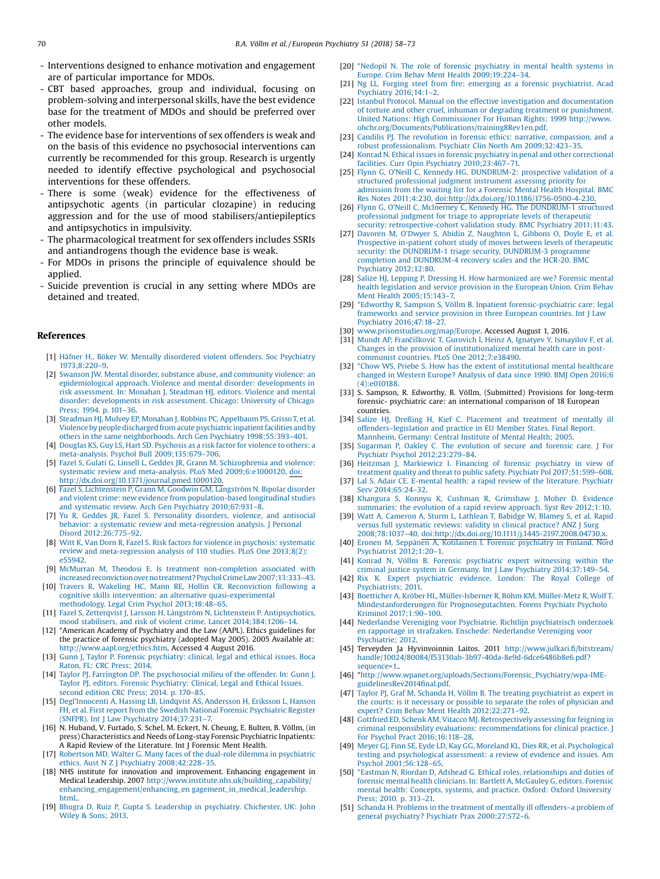- Interventions designed to enhance motivation and engagement are of particular importance for MDOs.
- CBT based approaches, group and individual, focusing on problem-solving and interpersonal skills, have the best evidence base for the treatment of MDOs and should be preferred over other models.
- The evidence base for interventions of sex offenders is weak and on the basis of this evidence no psychosocial interventions can currently be recommended for this group. Research is urgently needed to identify effective psychological and psychosocial interventions for these offenders.
- There is some (weak) evidence for the effectiveness of antipsychotic agents (in particular clozapine) in reducing aggression and for the use of mood stabilisers/antiepileptics and antipsychotics in impulsivity.
- The pharmacological treatment for sex offenders includes SSRIs and antiandrogens though the evidence base is weak.
- For MDOs in prisons the principle of equivalence should be applied.
- Suicide prevention is crucial in any setting where MDOs are detained and treated.

## References

[1] Häfner H., Böker W. Mentally disordered violent offenders. Soc Psychiatry 1973;8:220–9.

[2] Swanson JW. Mental disorder, substance abuse, and community violence: an epidemiological approach. Violence and mental disorder: developments in risk assessment. In: Monahan J, Steadman HJ, editors. Violence and mental disorder: developments in risk assessment. Chicago: University of Chicago Press; 1994. p. 101–36.

[3] Steadman HJ, Mulvey EP, Monahan J, Robbins PC, Appelbaum PS, Grisso T, et al. Violence by people discharged from acute psychiatric inpatient facilities and by others in the same neighborhoods. Arch Gen Psychiatry 1998;55:393–401.

[4] Douglas KS, Guy LS, Hart SD. Psychosis as a risk factor for violence to others: a meta-analysis. Psychol Bull 2009;135:679–706.

[5] Fazel S, Gulati G, Linsell L, Geddes JR, Grann M. Schizophrenia and violence: systematic review and meta-analysis. PLoS Med 2009;6:e1000120, doi:http://dx.doi.org/10.1371/journal.pmed.1000120.

[6] Fazel S, Lichtenstein P, Grann M, Goodwin GM, Långström N. Bipolar disorder and violent crime: new evidence from population-based longitudinal studies and systematic review. Arch Gen Psychiatry 2010;67:931–8.

[7] Yu R, Geddes JR, Fazel S. Personality disorders, violence, and antisocial behavior: a systematic review and meta-regression analysis. J Personal Disord 2012;26:775–92.

[8] Witt K, Van Dorn R, Fazel S. Risk factors for violence in psychosis: systematic review and meta-regression analysis of 110 studies. PLoS One 2013;8(2):e55942.

[9] McMurran M, Theodosi E. Is treatment non-completion associated with increased reconviction over no treatment? Psychol Crime Law 2007;13:333–43.

[10] Travers R, Wakeling HC, Mann RE, Hollin CR. Reconviction following a cognitive skills intervention: an alternative quasi-experimental methodology. Legal Crim Psychol 2013;18:48–65.

[11] Fazel S, Zetterqvist J, Larsson H, Långström N, Lichtenstein P. Antipsychotics, mood stabilisers, and risk of violent crime. Lancet 2014;384:1206–14.

[12] *American Academy of Psychiatry and the Law (AAPL). Ethics guidelines for the practice of forensic psychiatry (adopted May 2005). 2005 Available at: http://www.aapl.org/ethics.htm. Accessed 4 August 2016.

[13] Gunn J, Taylor P. Forensic psychiatry: clinical, legal and ethical issues. Boca Raton, FL: CRC Press; 2014.

[14] Taylor PJ, Farrington DP. The psychosocial milieu of the offender. In: Gunn J, Taylor PJ, editors. Forensic Psychiatry: Clinical, Legal and Ethical Issues. second edition CRC Press; 2014. p. 170–85.

[15] Degl'Innocenti A, Hassing LB, Lindqvist AS, Andersson H, Eriksson L, Hanson FH, et al. First report from the Swedish National Forensic Psychiatric Register (SNFPR). Int J Law Psychiatry 2014;37:231–7.

[16] N. Huband, V. Furtado, S. Schel, M. Eckert, N. Cheung, E. Bulten, B. Völlm, (in press) Characteristics and Needs of Long-stay Forensic Psychiatric Inpatients: A Rapid Review of the Literature. Int J Forensic Ment Health.

[17] Robertson MD, Walter G. Many faces of the dual-role dilemma in psychiatric ethics. Aust N Z J Psychiatry 2008;42:228–35.

[18] NHS institute for innovation and improvement. Enhancing engagement in Medical Leadership. 2007 http://www.institute.nhs.uk/building_capability/enhancing_engagement/enhancing_en gagement_in_medical_leadership.html..

[19] Bhugra D, Ruiz P, Gupta S. Leadership in psychiatry. Chichester, UK: John Wiley & Sons; 2013.

[20] *Nedopil N. The role of forensic psychiatry in mental health systems in Europe. Crim Behav Ment Health 2009;19:224–34.

[21] Ng LL. Forging steel from fire: emerging as a forensic psychiatrist. Acad Psychiatry 2016;14:1–2.

[22] Istanbul Protocol. Manual on the effective investigation and documentation of torture and other cruel, inhuman or degrading treatment or punishment. United Nations: High Commissioner For Human Rights; 1999 http://www.ohchr.org/Documents/Publications/training8Rev1en.pdf.

[23] Candilis PJ. The revolution in forensic ethics: narrative, compassion, and a robust professionalism. Psychiatr Clin North Am 2009;32:423–35.

[24] Konrad N. Ethical issues in forensic psychiatry in penal and other correctional facilities. Curr Opin Psychiatry 2010;23:467–71.

[25] Flynn G, O'Neill C, Kennedy HG. DUNDRUM-2: prospective validation of a structured professional judgment instrument assessing priority for admission from the waiting list for a Forensic Mental Health Hospital. BMC Res Notes 2011;4:230, doi:http://dx.doi.org/10.1186/1756-0500-4-230.

[26] Flynn G, O'Neill C, McInerney C, Kennedy HG. The DUNDRUM-1 structured professional judgment for triage to appropriate levels of therapeutic security: retrospective-cohort validation study. BMC Psychiatry 2011;11:43.

[27] Davoren M, O'Dwyer S, Abidin Z, Naughton L, Gibbons O, Doyle E, et al. Prospective in-patient cohort study of moves between levels of therapeutic security: the DUNDRUM-1 triage security, DUNDRUM-3 programme completion and DUNDRUM-4 recovery scales and the HCR-20. BMC Psychiatry 2012;12:80.

[28] Salize HJ, Lepping P, Dressing H. How harmonized are we? Forensic mental health legislation and service provision in the European Union. Crim Behav Ment Health 2005;15:143–7.

[29] *Edworthy R, Sampson S, Völlm B. Inpatient forensic-psychiatric care: legal frameworks and service provision in three European countries. Int J Law Psychiatry 2016;47:18–27.

[30] www.prisonstudies.org/map/Europe. Accessed August 1, 2016.

[31] Mundt AP, Frančišković T, Gurovich I, Heinz A, Ignatyev Y, Ismayilov F, et al. Changes in the provision of institutionalized mental health care in post-communist countries. PLoS One 2012;7:e38490.

[32] *Chow WS, Priebe S. How has the extent of institutional mental healthcare changed in Western Europe? Analysis of data since 1990. BMJ Open 2016;6(4):e010188.

[33] S. Sampson, R. Edworthy, B. Völlm, (Submitted) Provisions for long-term forensic- psychiatric care: an international comparison of 18 European countries.

[34] Salize HJ, Dreßing H, Kief C. Placement and treatment of mentally ill offenders–legislation and practice in EU Member States. Final Report. Mannheim, Germany: Central Institute of Mental Health; 2005.

[35] Sugarman P, Oakley C. The evolution of secure and forensic care. J For Psychiatr Psychol 2012;23:279–84.

[36] Heitzman J, Markiewicz I. Financing of forensic psychiatry in view of treatment quality and threat to public safety. Psychiatr Pol 2017;51:599–608.

[37] Lal S, Adair CE. E-mental health: a rapid review of the literature. Psychiatr Serv 2014;65:24–32.

[38] Khangura S, Konnyu K, Cushman R, Grimshaw J, Moher D. Evidence summaries: the evolution of a rapid review approach. Syst Rev 2012;1:10.

[39] Watt A, Cameron A, Sturm L, Lathlean T, Babidge W, Blamey S, et al. Rapid versus full systematic reviews: validity in clinical practice? ANZ J Surg 2008;78:1037–40, doi:http://dx.doi.org/10.1111/j.1445-2197.2008.04730.x.

[40] Eronen M, Seppänen A, Kotilainen I. Forensic psychiatry in Finland. Nord Psychiatrist 2012;1:20–1.

[41] Konrad N, Völlm B. Forensic psychiatric expert witnessing within the criminal justice system in Germany. Int J Law Psychiatry 2014;37:149–54.

[42] Rix K. Expert psychiatric evidence. London: The Royal College of Psychiatrists; 2011.

[43] Boetticher A, Kröber HL, Müller-Isberner R, Böhm KM, Müller-Metz R, Wolf T. Mindestanforderungen für Prognosegutachten. Forens Psychiatr Psycholo Kriminol 2017;1:90–100.

[44] Nederlandse Vereniging voor Psychiatrie. Richtlijn psychiatrisch onderzoek en rapportage in strafzaken. Enschede: Nederlandse Vereniging voor Psychiatrie; 2012.

[45] Terveyden Ja Hyvinvoinnin Laitos. 2011 http://www.julkari.fi/bitstream/handle/10024/80084/f53130ab-3b97-40da-8e9d-6dce6486b8e6.pdf?sequence=1..

[46] *http://www.wpanet.org/uploads/Sections/Forensic_Psychiatry/wpa-IME-guidelinesRev2014final.pdf.

[47] Taylor PJ, Graf M, Schanda H, Völlm B. The treating psychiatrist as expert in the courts: is it necessary or possible to separate the roles of physician and expert? Crim Behav Ment Health 2012;22:271–92.

[48] Gottfried ED, Schenk AM, Vitacco MJ. Retrospectively assessing for feigning in criminal responsibility evaluations: recommendations for clinical practice. J For Psychol Pract 2016;16:118–28.

[49] Meyer GJ, Finn SE, Eyde LD, Kay GG, Moreland KL, Dies RR, et al. Psychological testing and psychological assessment: a review of evidence and issues. Am Psychol 2001;56:128–65.

[50] *Eastman N, Riordan D, Adshead G. Ethical roles, relationships and duties of forensic mental health clinicians. In: Bartlett A, McGauley G, editors. Forensic mental health: Concepts, systems, and practice. Oxford: Oxford University Press; 2010. p. 313–21.

[51] Schanda H. Problems in the treatment of mentally ill offenders–a problem of general psychiatry? Psychiatr Prax 2000;27:S72–6.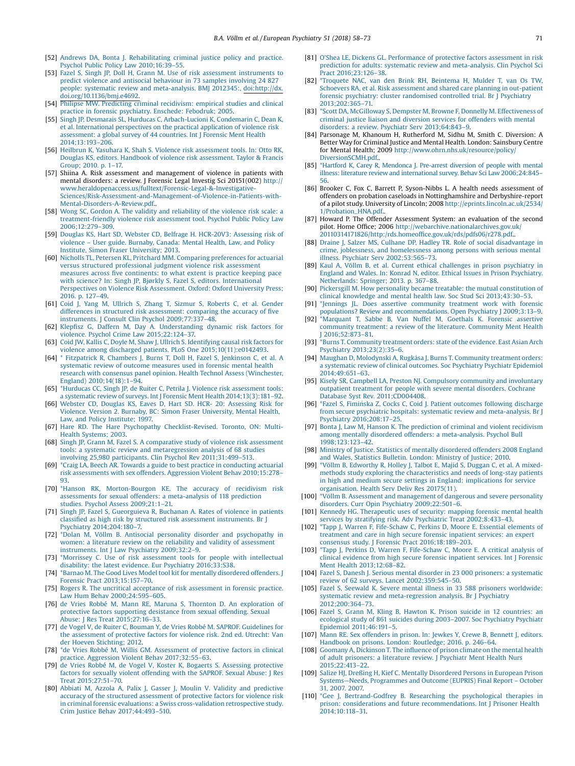[52] Andrews DA, Bonta J. Rehabilitating criminal justice policy and practice. Psychol Public Policy Law 2010;16:39–55.

[53] Fazel S, Singh JP, Doll H, Grann M. Use of risk assessment instruments to predict violence and antisocial behaviour in 73 samples involving 24 827 people: systematic review and meta-analysis. BMJ 2012345:, doi:http://dx.doi.org/10.1136/bmj.e4692.

[54] Philipse MW. Predicting criminal recidivism: empirical studies and clinical practice in forensic psychiatry. Enschede: Febodruk; 2005.

[55] Singh JP, Desmarais SL, Hurducas C, Arbach-Lucioni K, Condemarin C, Dean K, et al. International perspectives on the practical application of violence risk assessment: a global survey of 44 countries. Int J Forensic Ment Health 2014;13:193–206.

[56] Heilbrun K, Yasuhara K, Shah S. Violence risk assessment tools. In: Otto RK, Douglas KS, editors. Handbook of violence risk assessment. Taylor & Francis Group; 2010. p. 1–17.

[57] Shiina A. Risk assessment and management of violence in patients with mental disorders: a review. J Forensic Legal Investig Sci 20151(002) http://www.heraldopenaccess.us/fulltext/Forensic-Legal-&-Investigative-Sciences/Risk-Assessment-and-Management-of-Violence-in-Patients-with-Mental-Disorders-A-Review.pdf..

[58] Wong SC, Gordon A. The validity and reliability of the violence risk scale: a treatment-friendly violence risk assessment tool. Psychol Public Policy Law 2006;12:279–309.

[59] Douglas KS, Hart SD, Webster CD, Belfrage H. HCR-20V3: Assessing risk of violence – User guide. Burnaby, Canada: Mental Health, Law, and Policy Institute, Simon Fraser University; 2013.

[60] Nicholls TL, Petersen KL, Pritchard MM. Comparing preferences for actuarial versus structured professional judgment violence risk assessment measures across five continents: to what extent is practice keeping pace with science? In: Singh JP, Bjørkly S, Fazel S, editors. International Perspectives on Violence Risk Assessment. Oxford: Oxford University Press; 2016. p. 127–49.

[61] Coid J, Yang M, Ullrich S, Zhang T, Sizmur S, Roberts C, et al. Gender differences in structured risk assessment: comparing the accuracy of five instruments. J Consult Clin Psychol 2009;77:337–48.

[62] Klepfisz G, Daffern M, Day A. Understanding dynamic risk factors for violence. Psychol Crime Law 2015;22:124–37.

[63] Coid JW, Kallis C, Doyle M, Shaw J, Ullrich S. Identifying causal risk factors for violence among discharged patients. PLoS One 2015;10(11):e0142493.

[64] * Fitzpatrick R, Chambers J, Burns T, Doll H, Fazel S, Jenkinson C, et al. A systematic review of outcome measures used in forensic mental health research with consensus panel opinion. Health Technol Assess (Winchester, England) 2010;14(18):1–94.

[65] *Hurducas CC, Singh JP, de Ruiter C, Petrila J. Violence risk assessment tools: a systematic review of surveys. Int J Forensic Ment Health 2014;13(3):181–92.

[66] Webster CD, Douglas KS, Eaves D, Hart SD. HCR- 20: Assessing Risk for Violence. Version 2. Burnaby, BC: Simon Fraser University, Mental Health, Law, and Policy Institute; 1997.

[67] Hare RD. The Hare Psychopathy Checklist-Revised. Toronto, ON: Multi-Health Systems; 2003.

[68] Singh JP, Grann M, Fazel S. A comparative study of violence risk assessment tools: a systematic review and metaregression analysis of 68 studies involving 25,980 participants. Clin Psychol Rev 2011;31:499–513.

[69] *Craig LA, Beech AR. Towards a guide to best practice in conducting actuarial risk assessments with sex offenders. Aggression Violent Behav 2010;15:278–93.

[70] *Hanson RK, Morton-Bourgon KE. The accuracy of recidivism risk assessments for sexual offenders: a meta-analysis of 118 prediction studies. Psychol Assess 2009;21:1–21.

[71] Singh JP, Fazel S, Gueorguieva R, Buchanan A. Rates of violence in patients classified as high risk by structured risk assessment instruments. Br J Psychiatry 2014;204:180–7.

[72] *Dolan M, Völlm B. Antisocial personality disorder and psychopathy in women: a literature review on the reliability and validity of assessment instruments. Int J Law Psychiatry 2009;32:2–9.

[73] *Morrissey C. Use of risk assessment tools for people with intellectual disability: the latest evidence. Eur Psychiatry 2016;33:S38.

[74] *Barnao M. The Good Lives Model tool kit for mentally disordered offenders. J Forensic Pract 2013;15:157–70.

[75] Rogers R. The uncritical acceptance of risk assessment in forensic practice. Law Hum Behav 2000;24:595–605.

[76] de Vries Robbé M, Mann RE, Maruna S, Thornton D. An exploration of protective factors supporting desistance from sexual offending. Sexual Abuse: J Res Treat 2015;27:16–33.

[77] de Vogel V, de Ruiter C, Bouman Y, de Vries Robbé M. SAPROF. Guidelines for the assessment of protective factors for violence risk. 2nd ed. Utrecht: Van der Hoeven Stichting; 2012.

[78] *de Vries Robbé M, Willis GM. Assessment of protective factors in clinical practice. Aggression Violent Behav 2017;32:55–63.

[79] de Vries Robbé M, de Vogel V, Koster K, Bogaerts S. Assessing protective factors for sexually violent offending with the SAPROF. Sexual Abuse: J Res Treat 2015;27:51–70.

[80] Abbiati M, Azzola A, Palix J, Gasser J, Moulin V. Validity and predictive accuracy of the structured assessment of protective factors for violence risk in criminal forensic evaluations: a Swiss cross-validation retrospective study. Crim Justice Behav 2017;44:493–510.

[81] O'Shea LE, Dickens GL. Performance of protective factors assessment in risk prediction for adults: systematic review and meta-analysis. Clin Psychol Sci Pract 2016;23:126–38.

[82] *Troquete NAC, van den Brink RH, Beintema H, Mulder T, van Os TW, Schoevers RA, et al. Risk assessment and shared care planning in out-patient forensic psychiatry: cluster randomised controlled trial. Br J Psychiatry 2013;202:365–71.

[83] *Scott DA, McGilloway S, Dempster M, Browne F, Donnelly M. Effectiveness of criminal justice liaison and diversion services for offenders with mental disorders: a review. Psychiatr Serv 2013;64:843–9.

[84] Parsonage M, Khanoum H, Rutherford M, Sidhu M, Smith C. Diversion: A Better Way for Criminal Justice and Mental Health. London: Sainsbury Centre for Mental Health; 2009 http://www.ohrn.nhs.uk/resource/policy/DiversionSCMH.pdf..

[85] *Hartford K, Carey R, Mendonca J. Pre-arrest diversion of people with mental illness: literature review and international survey. Behav Sci Law 2006;24:845–56.

[86] Brooker C, Fox C, Barrett P, Syson-Nibbs L. A health needs assessment of offenders on probation caseloads in Nottinghamshire and Derbyshire-report of a pilot study. University of Lincoln; 2008 http://eprints.lincoln.ac.uk/2534/1/Probation_HNA.pdf..

[87] Howard P. The Offender Assessment System: an evaluation of the second pilot. Home Office; 2006 http://webarchive.nationalarchives.gov.uk/20110314171826/http:/rds.homeoffice.gov.uk/rds/pdfs06/r278.pdf..

[88] Draine J, Salzer MS, Culhane DP, Hadley TR. Role of social disadvantage in crime, joblessness, and homelessness among persons with serious mental illness. Psychiatr Serv 2002;53:565–73.

[89] Kaul A, Völlm B, et al. Current ethical challenges in prison psychiatry in England and Wales. In: Konrad N, editor. Ethical Issues in Prison Psychiatry. Netherlands: Springer; 2013. p. 367–88.

[90] Pickersgill M. How personality became treatable: the mutual constitution of clinical knowledge and mental health law. Soc Stud Sci 2013;43:30–53.

[91] *Jennings JL. Does assertive community treatment work with forensic populations? Review and recommendations. Open Psychiatry J 2009;3:13–9.

[92] *Marquant T, Sabbe B, Van Nuffel M, Goethals K. Forensic assertive community treatment: a review of the literature. Community Ment Health J 2016;52:873–81.

[93] *Burns T. Community treatment orders: state of the evidence. East Asian Arch Psychiatry 2013;23(2):35–6.

[94] Maughan D, Molodynski A, Rugkåsa J, Burns T. Community treatment orders: a systematic review of clinical outcomes. Soc Psychiatry Psychiatr Epidemiol 2014;49:651–63.

[95] Kisely SR, Campbell LA, Preston NJ. Compulsory community and involuntary outpatient treatment for people with severe mental disorders. Cochrane Database Syst Rev. 2011;CD004408.

[96] *Fazel S, Fimińska Z, Cocks C, Coid J. Patient outcomes following discharge from secure psychiatric hospitals: systematic review and meta-analysis. Br J Psychiatry 2016;208:17–25.

[97] Bonta J, Law M, Hanson K. The prediction of criminal and violent recidivism among mentally disordered offenders: a meta-analysis. Psychol Bull 1998;123:123–42.

[98] Ministry of Justice. Statistics of mentally disordered offenders 2008 England and Wales, Statistics Bulletin. London: Ministry of Justice; 2010.

[99] *Völlm B, Edworthy R, Holley J, Talbot E, Majid S, Duggan C, et al. A mixed-methods study exploring the characteristics and needs of long-stay patients in high and medium secure settings in England: implications for service organisation. Health Serv Deliv Res 20175(11).

[100] *Völlm B. Assessment and management of dangerous and severe personality disorders. Curr Opin Psychiatry 2009;22:501–6.

[101] Kennedy HG. Therapeutic uses of security: mapping forensic mental health services by stratifying risk. Adv Psychiatric Treat 2002;8:433–43.

[102] *Tapp J, Warren F, Fife-Schaw C, Perkins D, Moore E. Essential elements of treatment and care in high secure forensic inpatient services: an expert consensus study. J Forensic Pract 2016;18:189–203.

[103] *Tapp J, Perkins D, Warren F, Fife-Schaw C, Moore E. A critical analysis of clinical evidence from high secure forensic inpatient services. Int J Forensic Ment Health 2013;12:68–82.

[104] Fazel S, Danesh J. Serious mental disorder in 23 000 prisoners: a systematic review of 62 surveys. Lancet 2002;359:545–50.

[105] Fazel S, Seewald K. Severe mental illness in 33 588 prisoners worldwide: systematic review and meta-regression analysis. Br J Psychiatry 2012;200:364–73.

[106] Fazel S, Grann M, Kling B, Hawton K. Prison suicide in 12 countries: an ecological study of 861 suicides during 2003–2007. Soc Psychiatry Psychiatr Epidemiol 2011;46:191–5.

[107] Mann RE. Sex offenders in prison. In: Jewkes Y, Crewe B, Bennett J, editors. Handbook on prisons. London: Routledge; 2016. p. 246–64.

[108] Goomany A, Dickinson T. The influence of prison climate on the mental health of adult prisoners: a literature review. J Psychiatr Ment Health Nurs 2015;22:413–22.

[109] Salize HJ, Dreßing H, Kief C. Mentally Disordered Persons in European Prison Systems—Needs, Programmes and Outcome (EUPRIS) Final Report – October 31, 2007. 2007.

[110] *Gee J, Bertrand-Godfrey B. Researching the psychological therapies in prison: considerations and future recommendations. Int J Prisoner Health 2014;10:118–31.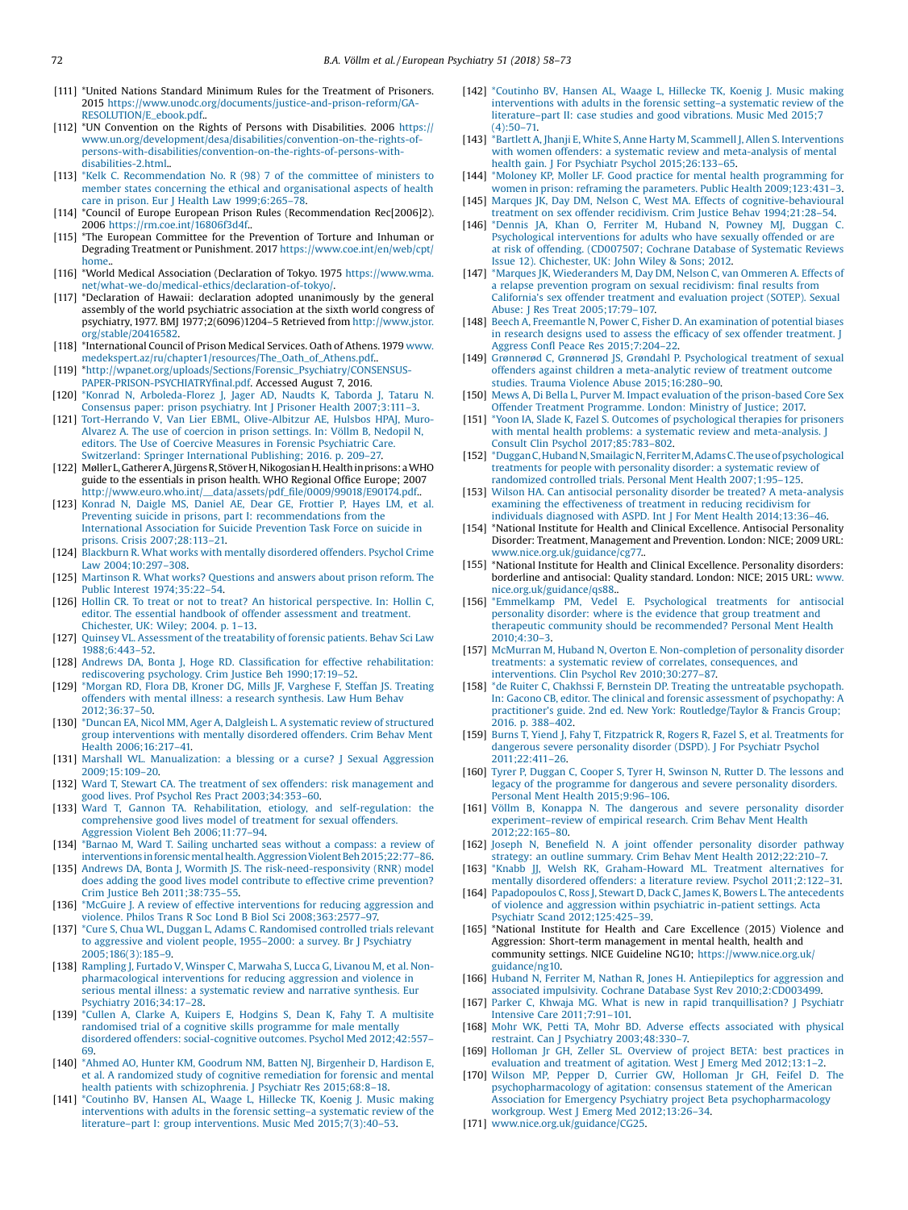[111] *United Nations Standard Minimum Rules for the Treatment of Prisoners. 2015 https://www.unodc.org/documents/justice-and-prison-reform/GA-RESOLUTION/E_ebook.pdf..

[112] *UN Convention on the Rights of Persons with Disabilities. 2006 https://www.un.org/development/desa/disabilities/convention-on-the-rights-of-persons-with-disabilities/convention-on-the-rights-of-persons-with-disabilities-2.html..

[113] *Kelk C. Recommendation No. R (98) 7 of the committee of ministers to member states concerning the ethical and organisational aspects of health care in prison. Eur J Health Law 1999;6:265–78.

[114] *Council of Europe European Prison Rules (Recommendation Rec[2006]2). 2006 https://rm.coe.int/16806f3d4f..

[115] *The European Committee for the Prevention of Torture and Inhuman or Degrading Treatment or Punishment. 2017 https://www.coe.int/en/web/cpt/home..

[116] *World Medical Association (Declaration of Tokyo. 1975 https://www.wma.net/what-we-do/medical-ethics/declaration-of-tokyo/.

[117] *Declaration of Hawaii: declaration adopted unanimously by the general assembly of the world psychiatric association at the sixth world congress of psychiatry, 1977. BMJ 1977;2(6096)1204–5 Retrieved from http://www.jstor.org/stable/20416582.

[118] *International Council of Prison Medical Services. Oath of Athens. 1979 www.medekspert.az/ru/chapter1/resources/The_Oath_of_Athens.pdf..

[119] *http://wpanet.org/uploads/Sections/Forensic_Psychiatry/CONSENSUS-PAPER-PRISON-PSYCHIATRYfinal.pdf. Accessed August 7, 2016.

[120] *Konrad N, Arboleda-Florez J, Jager AD, Naudts K, Taborda J, Tataru N. Consensus paper: prison psychiatry. Int J Prisoner Health 2007;3:111–3.

[121] Tort-Herrando V, Van Lier EBML, Olive-Albitzur AE, Hulsbos HPAJ, Muro-Alvarez A. The use of coercion in prison settings. In: Völlm B, Nedopil N, editors. The Use of Coercive Measures in Forensic Psychiatric Care. Switzerland: Springer International Publishing; 2016. p. 209–27.

[122] Møller L, Gatherer A, Jürgens R, Stöver H, Nikogosian H. Health in prisons: a WHO guide to the essentials in prison health. WHO Regional Office Europe; 2007 http://www.euro.who.int/__data/assets/pdf_file/0009/99018/E90174.pdf..

[123] Konrad N, Daigle MS, Daniel AE, Dear GE, Frottier P, Hayes LM, et al. Preventing suicide in prisons, part I: recommendations from the International Association for Suicide Prevention Task Force on suicide in prisons. Crisis 2007;28:113–21.

[124] Blackburn R. What works with mentally disordered offenders. Psychol Crime Law 2004;10:297–308.

[125] Martinson R. What works? Questions and answers about prison reform. The Public Interest 1974;35:22–54.

[126] Hollin CR. To treat or not to treat? An historical perspective. In: Hollin C, editor. The essential handbook of offender assessment and treatment. Chichester, UK: Wiley; 2004. p. 1–13.

[127] Quinsey VL. Assessment of the treatability of forensic patients. Behav Sci Law 1988;6:443–52.

[128] Andrews DA, Bonta J, Hoge RD. Classification for effective rehabilitation: rediscovering psychology. Crim Justice Beh 1990;17:19–52.

[129] *Morgan RD, Flora DB, Kroner DG, Mills JF, Varghese F, Steffan JS. Treating offenders with mental illness: a research synthesis. Law Hum Behav 2012;36:37–50.

[130] *Duncan EA, Nicol MM, Ager A, Dalgleish L. A systematic review of structured group interventions with mentally disordered offenders. Crim Behav Ment Health 2006;16:217–41.

[131] Marshall WL. Manualization: a blessing or a curse? J Sexual Aggression 2009;15:109–20.

[132] Ward T, Stewart CA. The treatment of sex offenders: risk management and good lives. Prof Psychol Res Pract 2003;34:353–60.

[133] Ward T, Gannon TA. Rehabilitation, etiology, and self-regulation: the comprehensive good lives model of treatment for sexual offenders. Aggression Violent Beh 2006;11:77–94.

[134] *Barnao M, Ward T. Sailing uncharted seas without a compass: a review of interventions in forensic mental health. Aggression Violent Beh 2015;22:77–86.

[135] Andrews DA, Bonta J, Wormith JS. The risk-need-responsivity (RNR) model does adding the good lives model contribute to effective crime prevention? Crim Justice Beh 2011;38:735–55.

[136] *McGuire J. A review of effective interventions for reducing aggression and violence. Philos Trans R Soc Lond B Biol Sci 2008;363:2577–97.

[137] *Cure S, Chua WL, Duggan L, Adams C. Randomised controlled trials relevant to aggressive and violent people, 1955–2000: a survey. Br J Psychiatry 2005;186(3):185–9.

[138] Rampling J, Furtado V, Winsper C, Marwaha S, Lucca G, Livanou M, et al. Non-pharmacological interventions for reducing aggression and violence in serious mental illness: a systematic review and narrative synthesis. Eur Psychiatry 2016;34:17–28.

[139] *Cullen A, Clarke A, Kuipers E, Hodgins S, Dean K, Fahy T. A multisite randomised trial of a cognitive skills programme for male mentally disordered offenders: social-cognitive outcomes. Psychol Med 2012;42:557–69.

[140] *Ahmed AO, Hunter KM, Goodrum NM, Batten NJ, Birgenheir D, Hardison E, et al. A randomized study of cognitive remediation for forensic and mental health patients with schizophrenia. J Psychiatr Res 2015;68:8–18.

[141] *Coutinho BV, Hansen AL, Waage L, Hillecke TK, Koenig J. Music making interventions with adults in the forensic setting–a systematic review of the literature–part I: group interventions. Music Med 2015;7(3):40–53.

[142] *Coutinho BV, Hansen AL, Waage L, Hillecke TK, Koenig J. Music making interventions with adults in the forensic setting–a systematic review of the literature–part II: case studies and good vibrations. Music Med 2015;7(4):50–71.

[143] *Bartlett A, Jhanji E, White S, Anne Harty M, Scammell J, Allen S. Interventions with women offenders: a systematic review and meta-analysis of mental health gain. J For Psychiatr Psychol 2015;26:133–65.

[144] *Moloney KP, Moller LF. Good practice for mental health programming for women in prison: reframing the parameters. Public Health 2009;123:431–3.

[145] Marques JK, Day DM, Nelson C, West MA. Effects of cognitive-behavioural treatment on sex offender recidivism. Crim Justice Behav 1994;21:28–54.

[146] *Dennis JA, Khan O, Ferriter M, Huband N, Powney MJ, Duggan C. Psychological interventions for adults who have sexually offended or are at risk of offending. (CD007507; Cochrane Database of Systematic Reviews Issue 12). Chichester, UK: John Wiley & Sons; 2012.

[147] *Marques JK, Wiederanders M, Day DM, Nelson C, van Ommeren A. Effects of a relapse prevention program on sexual recidivism: final results from California's sex offender treatment and evaluation project (SOTEP). Sexual Abuse: J Res Treat 2005;17:79–107.

[148] Beech A, Freemantle N, Power C, Fisher D. An examination of potential biases in research designs used to assess the efficacy of sex offender treatment. J Aggress Confl Peace Res 2015;7:204–22.

[149] Grønnerød C, Grønnerød JS, Grøndahl P. Psychological treatment of sexual offenders against children a meta-analytic review of treatment outcome studies. Trauma Violence Abuse 2015;16:280–90.

[150] Mews A, Di Bella L, Purver M. Impact evaluation of the prison-based Core Sex Offender Treatment Programme. London: Ministry of Justice; 2017.

[151] *Yoon IA, Slade K, Fazel S. Outcomes of psychological therapies for prisoners with mental health problems: a systematic review and meta-analysis. J Consult Clin Psychol 2017;85:783–802.

[152] *Duggan C, Huband N, Smailagic N, Ferriter M, Adams C. The use of psychological treatments for people with personality disorder: a systematic review of randomized controlled trials. Personal Ment Health 2007;1:95–125.

[153] Wilson HA. Can antisocial personality disorder be treated? A meta-analysis examining the effectiveness of treatment in reducing recidivism for individuals diagnosed with ASPD. Int J For Ment Health 2014;13:36–46.

[154] *National Institute for Health and Clinical Excellence. Antisocial Personality Disorder: Treatment, Management and Prevention. London: NICE; 2009 URL: www.nice.org.uk/guidance/cg77..

[155] *National Institute for Health and Clinical Excellence. Personality disorders: borderline and antisocial: Quality standard. London: NICE; 2015 URL: www.nice.org.uk/guidance/qs88..

[156] *Emmelkamp PM, Vedel E. Psychological treatments for antisocial personality disorder: where is the evidence that group treatment and therapeutic community should be recommended? Personal Ment Health 2010;4:30–3.

[157] McMurran M, Huband N, Overton E. Non-completion of personality disorder treatments: a systematic review of correlates, consequences, and interventions. Clin Psychol Rev 2010;30:277–87.

[158] *de Ruiter C, Chakhssi F, Bernstein DP. Treating the untreatable psychopath. In: Gacono CB, editor. The clinical and forensic assessment of psychopathy: A practitioner's guide. 2nd ed. New York: Routledge/Taylor & Francis Group; 2016. p. 388–402.

[159] Burns T, Yiend J, Fahy T, Fitzpatrick R, Rogers R, Fazel S, et al. Treatments for dangerous severe personality disorder (DSPD). J For Psychiatr Psychol 2011;22:411–26.

[160] Tyrer P, Duggan C, Cooper S, Tyrer H, Swinson N, Rutter D. The lessons and legacy of the programme for dangerous and severe personality disorders. Personal Ment Health 2015;9:96–106.

[161] Völlm B, Konappa N. The dangerous and severe personality disorder experiment–review of empirical research. Crim Behav Ment Health 2012;22:165–80.

[162] Joseph N, Benefield N. A joint offender personality disorder pathway strategy: an outline summary. Crim Behav Ment Health 2012;22:210–7.

[163] *Knabb JJ, Welsh RK, Graham-Howard ML. Treatment alternatives for mentally disordered offenders: a literature review. Psychol 2011;2:122–31.

[164] Papadopoulos C, Ross J, Stewart D, Dack C, James K, Bowers L. The antecedents of violence and aggression within psychiatric in-patient settings. Acta Psychiatr Scand 2012;125:425–39.

[165] *National Institute for Health and Care Excellence (2015) Violence and Aggression: Short-term management in mental health, health and community settings. NICE Guideline NG10; https://www.nice.org.uk/guidance/ng10.

[166] Huband N, Ferriter M, Nathan R, Jones H. Antiepileptics for aggression and associated impulsivity. Cochrane Database Syst Rev 2010;2:CD003499.

[167] Parker C, Khwaja MG. What is new in rapid tranquillisation? J Psychiatr Intensive Care 2011;7:91–101.

[168] Mohr WK, Petti TA, Mohr BD. Adverse effects associated with physical restraint. Can J Psychiatry 2003;48:330–7.

[169] Holloman Jr GH, Zeller SL. Overview of project BETA: best practices in evaluation and treatment of agitation. West J Emerg Med 2012;13:1–2.

[170] Wilson MP, Pepper D, Currier GW, Holloman Jr GH, Feifel D. The psychopharmacology of agitation: consensus statement of the American Association for Emergency Psychiatry project Beta psychopharmacology workgroup. West J Emerg Med 2012;13:26–34.

[171] www.nice.org.uk/guidance/CG25.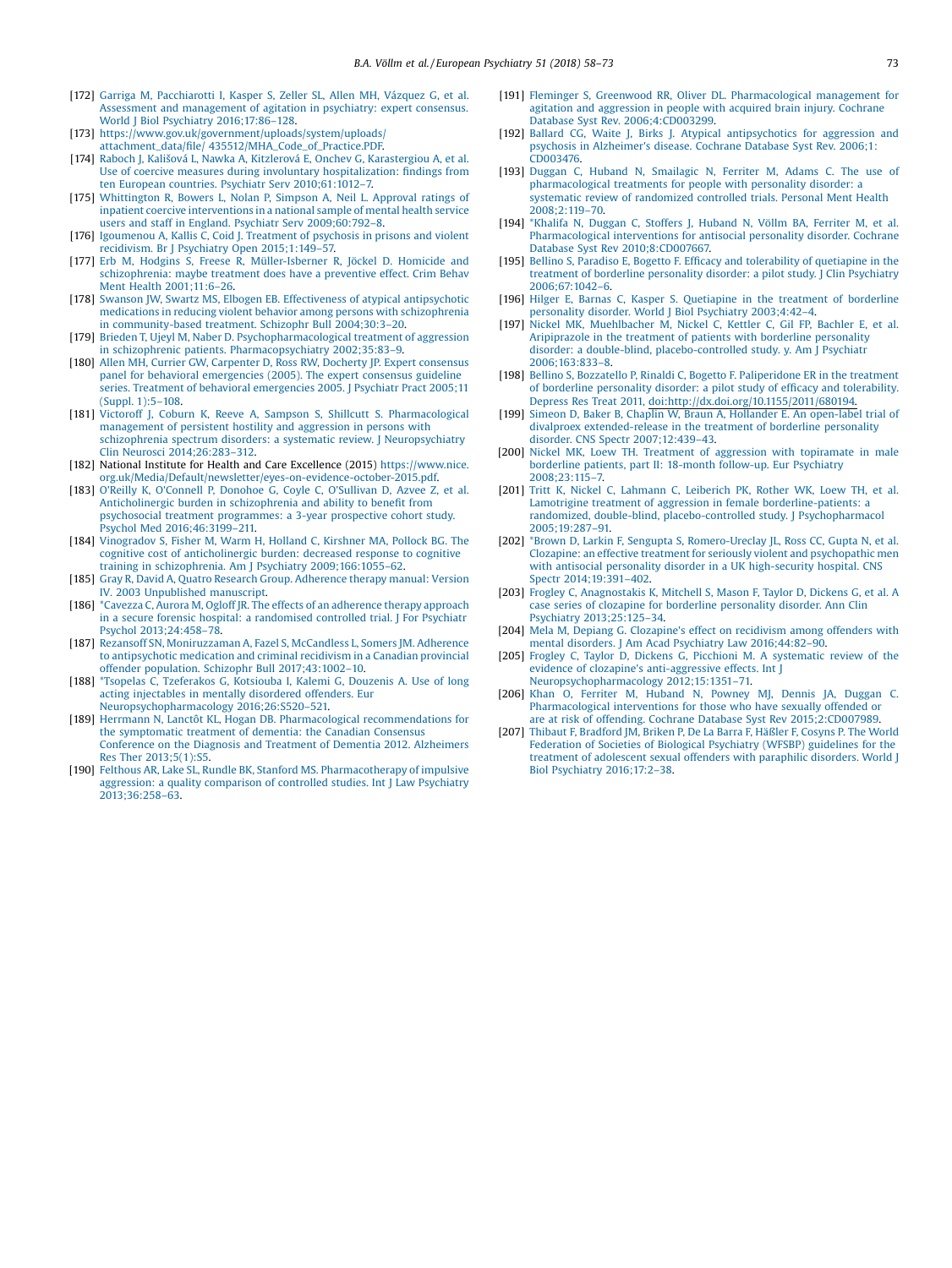[172] Garriga M, Pacchiarotti I, Kasper S, Zeller SL, Allen MH, Vázquez G, et al. Assessment and management of agitation in psychiatry: expert consensus. World J Biol Psychiatry 2016;17:86–128.

[173] https://www.gov.uk/government/uploads/system/uploads/attachment_data/file/ 435512/MHA_Code_of_Practice.PDF.

[174] Raboch J, Kališová L, Nawka A, Kitzlerová E, Onchev G, Karastergiou A, et al. Use of coercive measures during involuntary hospitalization: findings from ten European countries. Psychiatr Serv 2010;61:1012–7.

[175] Whittington R, Bowers L, Nolan P, Simpson A, Neil L. Approval ratings of inpatient coercive interventions in a national sample of mental health service users and staff in England. Psychiatr Serv 2009;60:792–8.

[176] Igoumenou A, Kallis C, Coid J. Treatment of psychosis in prisons and violent recidivism. Br J Psychiatry Open 2015;1:149–57.

[177] Erb M, Hodgins S, Freese R, Müller-Isberner R, Jöckel D. Homicide and schizophrenia: maybe treatment does have a preventive effect. Crim Behav Ment Health 2001;11:6–26.

[178] Swanson JW, Swartz MS, Elbogen EB. Effectiveness of atypical antipsychotic medications in reducing violent behavior among persons with schizophrenia in community-based treatment. Schizophr Bull 2004;30:3–20.

[179] Brieden T, Ujeyl M, Naber D. Psychopharmacological treatment of aggression in schizophrenic patients. Pharmacopsychiatry 2002;35:83–9.

[180] Allen MH, Currier GW, Carpenter D, Ross RW, Docherty JP. Expert consensus panel for behavioral emergencies (2005). The expert consensus guideline series. Treatment of behavioral emergencies 2005. J Psychiatr Pract 2005;11 (Suppl. 1):5–108.

[181] Victoroff J, Coburn K, Reeve A, Sampson S, Shillcutt S. Pharmacological management of persistent hostility and aggression in persons with schizophrenia spectrum disorders: a systematic review. J Neuropsychiatry Clin Neurosci 2014;26:283–312.

[182] National Institute for Health and Care Excellence (2015) https://www.nice.org.uk/Media/Default/newsletter/eyes-on-evidence-october-2015.pdf.

[183] O'Reilly K, O'Connell P, Donohoe G, Coyle C, O'Sullivan D, Azvee Z, et al. Anticholinergic burden in schizophrenia and ability to benefit from psychosocial treatment programmes: a 3-year prospective cohort study. Psychol Med 2016;46:3199–211.

[184] Vinogradov S, Fisher M, Warm H, Holland C, Kirshner MA, Pollock BG. The cognitive cost of anticholinergic burden: decreased response to cognitive training in schizophrenia. Am J Psychiatry 2009;166:1055–62.

[185] Gray R, David A, Quatro Research Group. Adherence therapy manual: Version IV. 2003 Unpublished manuscript.

[186] *Cavezza C, Aurora M, Ogloff JR. The effects of an adherence therapy approach in a secure forensic hospital: a randomised controlled trial. J For Psychiatr Psychol 2013;24:458–78.

[187] Rezansoff SN, Moniruzzaman A, Fazel S, McCandless L, Somers JM. Adherence to antipsychotic medication and criminal recidivism in a Canadian provincial offender population. Schizophr Bull 2017;43:1002–10.

[188] *Tsopelas C, Tzeferakos G, Kotsiouba I, Kalemi G, Douzenis A. Use of long acting injectables in mentally disordered offenders. Eur Neuropsychopharmacology 2016;26:S520–521.

[189] Herrmann N, Lanctôt KL, Hogan DB. Pharmacological recommendations for the symptomatic treatment of dementia: the Canadian Consensus Conference on the Diagnosis and Treatment of Dementia 2012. Alzheimers Res Ther 2013;5(1):S5.

[190] Felthous AR, Lake SL, Rundle BK, Stanford MS. Pharmacotherapy of impulsive aggression: a quality comparison of controlled studies. Int J Law Psychiatry 2013;36:258–63.

[191] Fleminger S, Greenwood RR, Oliver DL. Pharmacological management for agitation and aggression in people with acquired brain injury. Cochrane Database Syst Rev. 2006;4:CD003299.

[192] Ballard CG, Waite J, Birks J. Atypical antipsychotics for aggression and psychosis in Alzheimer's disease. Cochrane Database Syst Rev. 2006;1:CD003476.

[193] Duggan C, Huband N, Smailagic N, Ferriter M, Adams C. The use of pharmacological treatments for people with personality disorder: a systematic review of randomized controlled trials. Personal Ment Health 2008;2:119–70.

[194] *Khalifa N, Duggan C, Stoffers J, Huband N, Völlm BA, Ferriter M, et al. Pharmacological interventions for antisocial personality disorder. Cochrane Database Syst Rev 2010;8:CD007667.

[195] Bellino S, Paradiso E, Bogetto F. Efficacy and tolerability of quetiapine in the treatment of borderline personality disorder: a pilot study. J Clin Psychiatry 2006;67:1042–6.

[196] Hilger E, Barnas C, Kasper S. Quetiapine in the treatment of borderline personality disorder. World J Biol Psychiatry 2003;4:42–4.

[197] Nickel MK, Muehlbacher M, Nickel C, Kettler C, Gil FP, Bachler E, et al. Aripiprazole in the treatment of patients with borderline personality disorder: a double-blind, placebo-controlled study. y. Am J Psychiatr 2006;163:833–8.

[198] Bellino S, Bozzatello P, Rinaldi C, Bogetto F. Paliperidone ER in the treatment of borderline personality disorder: a pilot study of efficacy and tolerability. Depress Res Treat 2011, doi:http://dx.doi.org/10.1155/2011/680194.

[199] Simeon D, Baker B, Chaplin W, Braun A, Hollander E. An open-label trial of divalproex extended-release in the treatment of borderline personality disorder. CNS Spectr 2007;12:439–43.

[200] Nickel MK, Loew TH. Treatment of aggression with topiramate in male borderline patients, part II: 18-month follow-up. Eur Psychiatry 2008;23:115–7.

[201] Tritt K, Nickel C, Lahmann C, Leiberich PK, Rother WK, Loew TH, et al. Lamotrigine treatment of aggression in female borderline-patients: a randomized, double-blind, placebo-controlled study. J Psychopharmacol 2005;19:287–91.

[202] *Brown D, Larkin F, Sengupta S, Romero-Ureclay JL, Ross CC, Gupta N, et al. Clozapine: an effective treatment for seriously violent and psychopathic men with antisocial personality disorder in a UK high-security hospital. CNS Spectr 2014;19:391–402.

[203] Frogley C, Anagnostakis K, Mitchell S, Mason F, Taylor D, Dickens G, et al. A case series of clozapine for borderline personality disorder. Ann Clin Psychiatry 2013;25:125–34.

[204] Mela M, Depiang G. Clozapine's effect on recidivism among offenders with mental disorders. J Am Acad Psychiatry Law 2016;44:82–90.

[205] Frogley C, Taylor D, Dickens G, Picchioni M. A systematic review of the evidence of clozapine's anti-aggressive effects. Int J Neuropsychopharmacology 2012;15:1351–71.

[206] Khan O, Ferriter M, Huband N, Powney MJ, Dennis JA, Duggan C. Pharmacological interventions for those who have sexually offended or are at risk of offending. Cochrane Database Syst Rev 2015;2:CD007989.

[207] Thibaut F, Bradford JM, Briken P, De La Barra F, Häßler F, Cosyns P. The World Federation of Societies of Biological Psychiatry (WFSBP) guidelines for the treatment of adolescent sexual offenders with paraphilic disorders. World J Biol Psychiatry 2016;17:2–38.